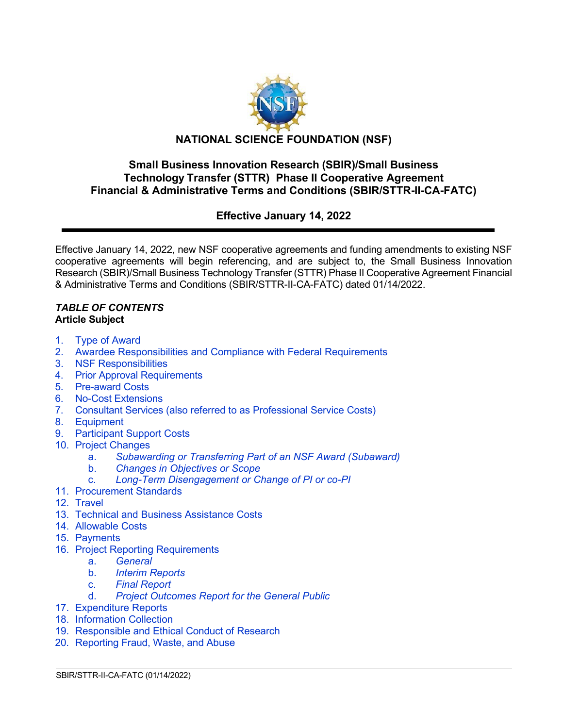# NATIONAL SCIENCE FOUNDATION (NSF)

## Small Business Innovation Research (SBIR)/Small Business Technology Transfer (STTR) Phase II Cooperative Agreement Financial & Administrative Terms and Conditions (SBIR/STTR-II-CA-FATC)

### Effective January 14, 2022

---

Effective January 14, 2022, new NSF cooperative agreements and funding amendments to existing NSF cooperative agreements will begin referencing, and are subject to, the Small Business Innovation Research (SBIR)/Small Business Technology Transfer (STTR) Phase II Cooperative Agreement Financial & Administrative Terms and Conditions (SBIR/STTR-II-CA-FATC) dated 01/14/2022.

***TABLE OF CONTENTS***
**Article Subject**

1. Type of Award
2. Awardee Responsibilities and Compliance with Federal Requirements
3. NSF Responsibilities
4. Prior Approval Requirements
5. Pre-award Costs
6. No-Cost Extensions
7. Consultant Services (also referred to as Professional Service Costs)
8. Equipment
9. Participant Support Costs
10. Project Changes
    a. *Subawarding or Transferring Part of an NSF Award (Subaward)*
    b. *Changes in Objectives or Scope*
    c. *Long-Term Disengagement or Change of PI or co-PI*
11. Procurement Standards
12. Travel
13. Technical and Business Assistance Costs
14. Allowable Costs
15. Payments
16. Project Reporting Requirements
    a. *General*
    b. *Interim Reports*
    c. *Final Report*
    d. *Project Outcomes Report for the General Public*
17. Expenditure Reports
18. Information Collection
19. Responsible and Ethical Conduct of Research
20. Reporting Fraud, Waste, and Abuse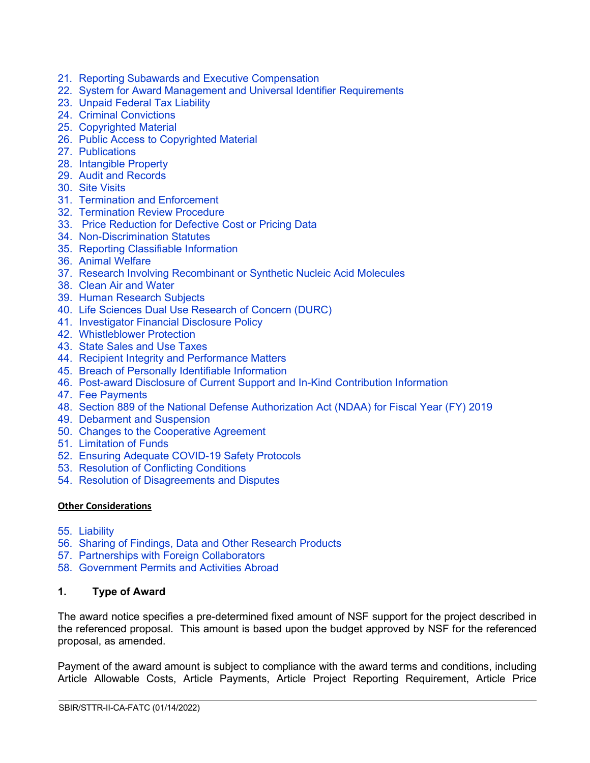21. Reporting Subawards and Executive Compensation
22. System for Award Management and Universal Identifier Requirements
23. Unpaid Federal Tax Liability
24. Criminal Convictions
25. Copyrighted Material
26. Public Access to Copyrighted Material
27. Publications
28. Intangible Property
29. Audit and Records
30. Site Visits
31. Termination and Enforcement
32. Termination Review Procedure
33. Price Reduction for Defective Cost or Pricing Data
34. Non-Discrimination Statutes
35. Reporting Classifiable Information
36. Animal Welfare
37. Research Involving Recombinant or Synthetic Nucleic Acid Molecules
38. Clean Air and Water
39. Human Research Subjects
40. Life Sciences Dual Use Research of Concern (DURC)
41. Investigator Financial Disclosure Policy
42. Whistleblower Protection
43. State Sales and Use Taxes
44. Recipient Integrity and Performance Matters
45. Breach of Personally Identifiable Information
46. Post-award Disclosure of Current Support and In-Kind Contribution Information
47. Fee Payments
48. Section 889 of the National Defense Authorization Act (NDAA) for Fiscal Year (FY) 2019
49. Debarment and Suspension
50. Changes to the Cooperative Agreement
51. Limitation of Funds
52. Ensuring Adequate COVID-19 Safety Protocols
53. Resolution of Conflicting Conditions
54. Resolution of Disagreements and Disputes

**Other Considerations**

55. Liability
56. Sharing of Findings, Data and Other Research Products
57. Partnerships with Foreign Collaborators
58. Government Permits and Activities Abroad

## 1. Type of Award

The award notice specifies a pre-determined fixed amount of NSF support for the project described in the referenced proposal. This amount is based upon the budget approved by NSF for the referenced proposal, as amended.

Payment of the award amount is subject to compliance with the award terms and conditions, including Article Allowable Costs, Article Payments, Article Project Reporting Requirement, Article Price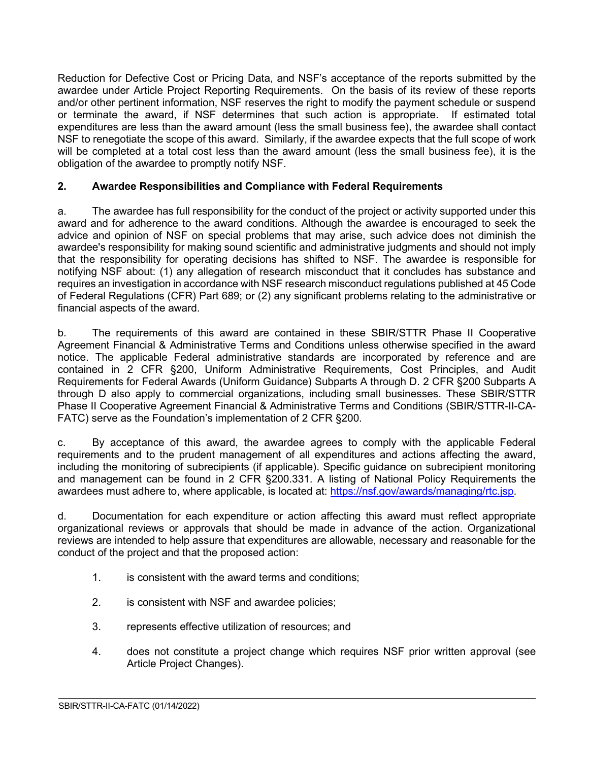Reduction for Defective Cost or Pricing Data, and NSF's acceptance of the reports submitted by the awardee under Article Project Reporting Requirements. On the basis of its review of these reports and/or other pertinent information, NSF reserves the right to modify the payment schedule or suspend or terminate the award, if NSF determines that such action is appropriate. If estimated total expenditures are less than the award amount (less the small business fee), the awardee shall contact NSF to renegotiate the scope of this award. Similarly, if the awardee expects that the full scope of work will be completed at a total cost less than the award amount (less the small business fee), it is the obligation of the awardee to promptly notify NSF.

**2. Awardee Responsibilities and Compliance with Federal Requirements**

a. The awardee has full responsibility for the conduct of the project or activity supported under this award and for adherence to the award conditions. Although the awardee is encouraged to seek the advice and opinion of NSF on special problems that may arise, such advice does not diminish the awardee's responsibility for making sound scientific and administrative judgments and should not imply that the responsibility for operating decisions has shifted to NSF. The awardee is responsible for notifying NSF about: (1) any allegation of research misconduct that it concludes has substance and requires an investigation in accordance with NSF research misconduct regulations published at 45 Code of Federal Regulations (CFR) Part 689; or (2) any significant problems relating to the administrative or financial aspects of the award.

b. The requirements of this award are contained in these SBIR/STTR Phase II Cooperative Agreement Financial & Administrative Terms and Conditions unless otherwise specified in the award notice. The applicable Federal administrative standards are incorporated by reference and are contained in 2 CFR §200, Uniform Administrative Requirements, Cost Principles, and Audit Requirements for Federal Awards (Uniform Guidance) Subparts A through D. 2 CFR §200 Subparts A through D also apply to commercial organizations, including small businesses. These SBIR/STTR Phase II Cooperative Agreement Financial & Administrative Terms and Conditions (SBIR/STTR-II-CA-FATC) serve as the Foundation's implementation of 2 CFR §200.

c. By acceptance of this award, the awardee agrees to comply with the applicable Federal requirements and to the prudent management of all expenditures and actions affecting the award, including the monitoring of subrecipients (if applicable). Specific guidance on subrecipient monitoring and management can be found in 2 CFR §200.331. A listing of National Policy Requirements the awardees must adhere to, where applicable, is located at: https://nsf.gov/awards/managing/rtc.jsp.

d. Documentation for each expenditure or action affecting this award must reflect appropriate organizational reviews or approvals that should be made in advance of the action. Organizational reviews are intended to help assure that expenditures are allowable, necessary and reasonable for the conduct of the project and that the proposed action:

1. is consistent with the award terms and conditions;
2. is consistent with NSF and awardee policies;
3. represents effective utilization of resources; and
4. does not constitute a project change which requires NSF prior written approval (see Article Project Changes).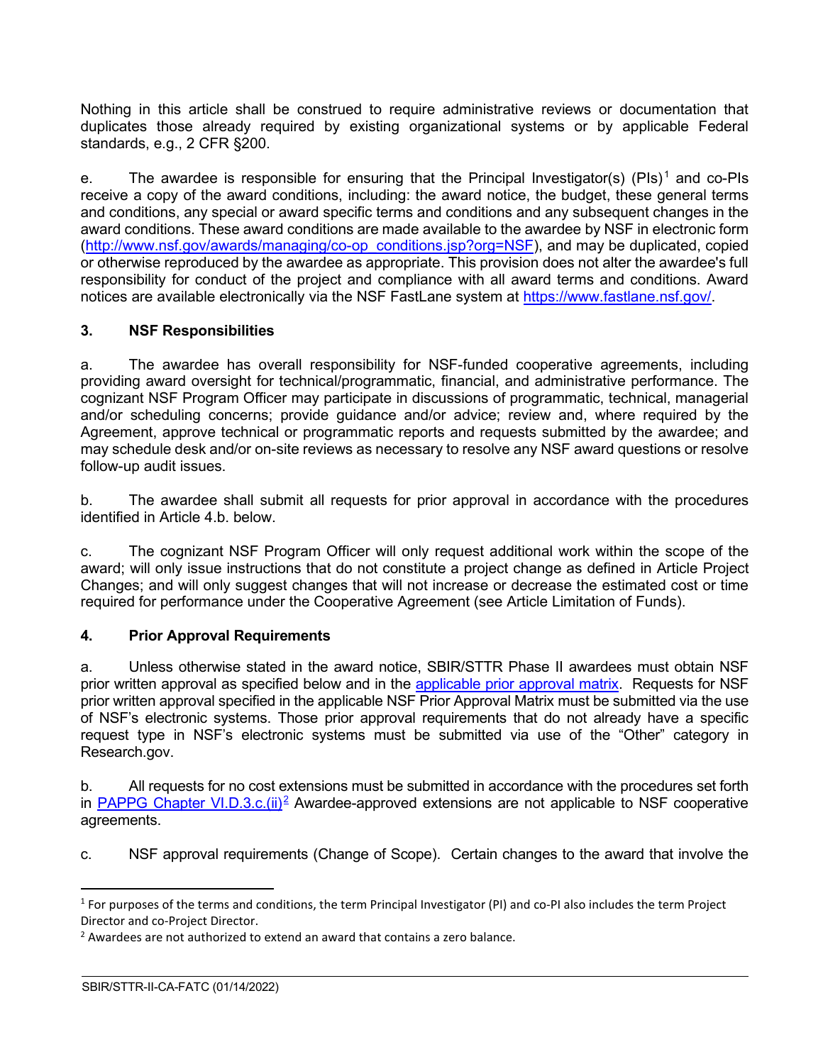Nothing in this article shall be construed to require administrative reviews or documentation that duplicates those already required by existing organizational systems or by applicable Federal standards, e.g., 2 CFR §200.

e. The awardee is responsible for ensuring that the Principal Investigator(s) (PIs)[1] and co-PIs receive a copy of the award conditions, including: the award notice, the budget, these general terms and conditions, any special or award specific terms and conditions and any subsequent changes in the award conditions. These award conditions are made available to the awardee by NSF in electronic form (http://www.nsf.gov/awards/managing/co-op_conditions.jsp?org=NSF), and may be duplicated, copied or otherwise reproduced by the awardee as appropriate. This provision does not alter the awardee's full responsibility for conduct of the project and compliance with all award terms and conditions. Award notices are available electronically via the NSF FastLane system at https://www.fastlane.nsf.gov/.

### 3. NSF Responsibilities

a. The awardee has overall responsibility for NSF-funded cooperative agreements, including providing award oversight for technical/programmatic, financial, and administrative performance. The cognizant NSF Program Officer may participate in discussions of programmatic, technical, managerial and/or scheduling concerns; provide guidance and/or advice; review and, where required by the Agreement, approve technical or programmatic reports and requests submitted by the awardee; and may schedule desk and/or on-site reviews as necessary to resolve any NSF award questions or resolve follow-up audit issues.

b. The awardee shall submit all requests for prior approval in accordance with the procedures identified in Article 4.b. below.

c. The cognizant NSF Program Officer will only request additional work within the scope of the award; will only issue instructions that do not constitute a project change as defined in Article Project Changes; and will only suggest changes that will not increase or decrease the estimated cost or time required for performance under the Cooperative Agreement (see Article Limitation of Funds).

### 4. Prior Approval Requirements

a. Unless otherwise stated in the award notice, SBIR/STTR Phase II awardees must obtain NSF prior written approval as specified below and in the applicable prior approval matrix. Requests for NSF prior written approval specified in the applicable NSF Prior Approval Matrix must be submitted via the use of NSF's electronic systems. Those prior approval requirements that do not already have a specific request type in NSF's electronic systems must be submitted via use of the "Other" category in Research.gov.

b. All requests for no cost extensions must be submitted in accordance with the procedures set forth in PAPPG Chapter VI.D.3.c.(ii)[2] Awardee-approved extensions are not applicable to NSF cooperative agreements.

c. NSF approval requirements (Change of Scope). Certain changes to the award that involve the

---

[1] For purposes of the terms and conditions, the term Principal Investigator (PI) and co-PI also includes the term Project Director and co-Project Director.

[2] Awardees are not authorized to extend an award that contains a zero balance.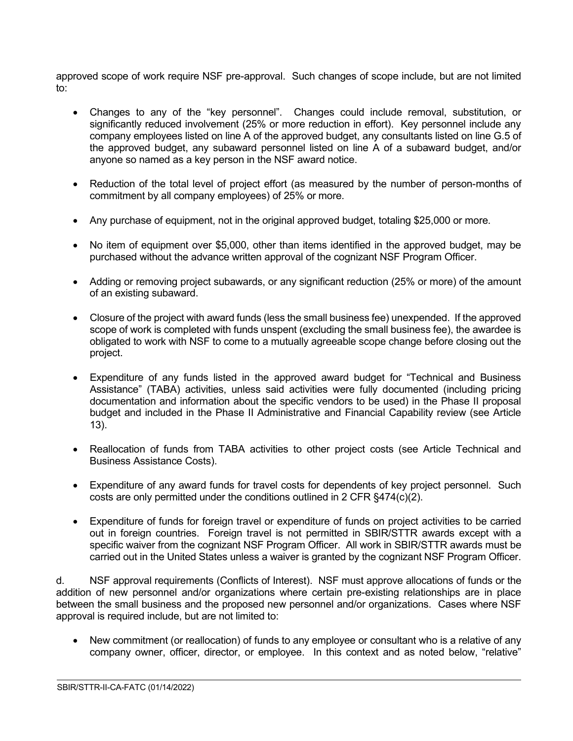approved scope of work require NSF pre-approval. Such changes of scope include, but are not limited to:

- Changes to any of the "key personnel". Changes could include removal, substitution, or significantly reduced involvement (25% or more reduction in effort). Key personnel include any company employees listed on line A of the approved budget, any consultants listed on line G.5 of the approved budget, any subaward personnel listed on line A of a subaward budget, and/or anyone so named as a key person in the NSF award notice.

- Reduction of the total level of project effort (as measured by the number of person-months of commitment by all company employees) of 25% or more.

- Any purchase of equipment, not in the original approved budget, totaling $25,000 or more.

- No item of equipment over $5,000, other than items identified in the approved budget, may be purchased without the advance written approval of the cognizant NSF Program Officer.

- Adding or removing project subawards, or any significant reduction (25% or more) of the amount of an existing subaward.

- Closure of the project with award funds (less the small business fee) unexpended. If the approved scope of work is completed with funds unspent (excluding the small business fee), the awardee is obligated to work with NSF to come to a mutually agreeable scope change before closing out the project.

- Expenditure of any funds listed in the approved award budget for "Technical and Business Assistance" (TABA) activities, unless said activities were fully documented (including pricing documentation and information about the specific vendors to be used) in the Phase II proposal budget and included in the Phase II Administrative and Financial Capability review (see Article 13).

- Reallocation of funds from TABA activities to other project costs (see Article Technical and Business Assistance Costs).

- Expenditure of any award funds for travel costs for dependents of key project personnel. Such costs are only permitted under the conditions outlined in 2 CFR §474(c)(2).

- Expenditure of funds for foreign travel or expenditure of funds on project activities to be carried out in foreign countries. Foreign travel is not permitted in SBIR/STTR awards except with a specific waiver from the cognizant NSF Program Officer. All work in SBIR/STTR awards must be carried out in the United States unless a waiver is granted by the cognizant NSF Program Officer.

d. NSF approval requirements (Conflicts of Interest). NSF must approve allocations of funds or the addition of new personnel and/or organizations where certain pre-existing relationships are in place between the small business and the proposed new personnel and/or organizations. Cases where NSF approval is required include, but are not limited to:

- New commitment (or reallocation) of funds to any employee or consultant who is a relative of any company owner, officer, director, or employee. In this context and as noted below, "relative"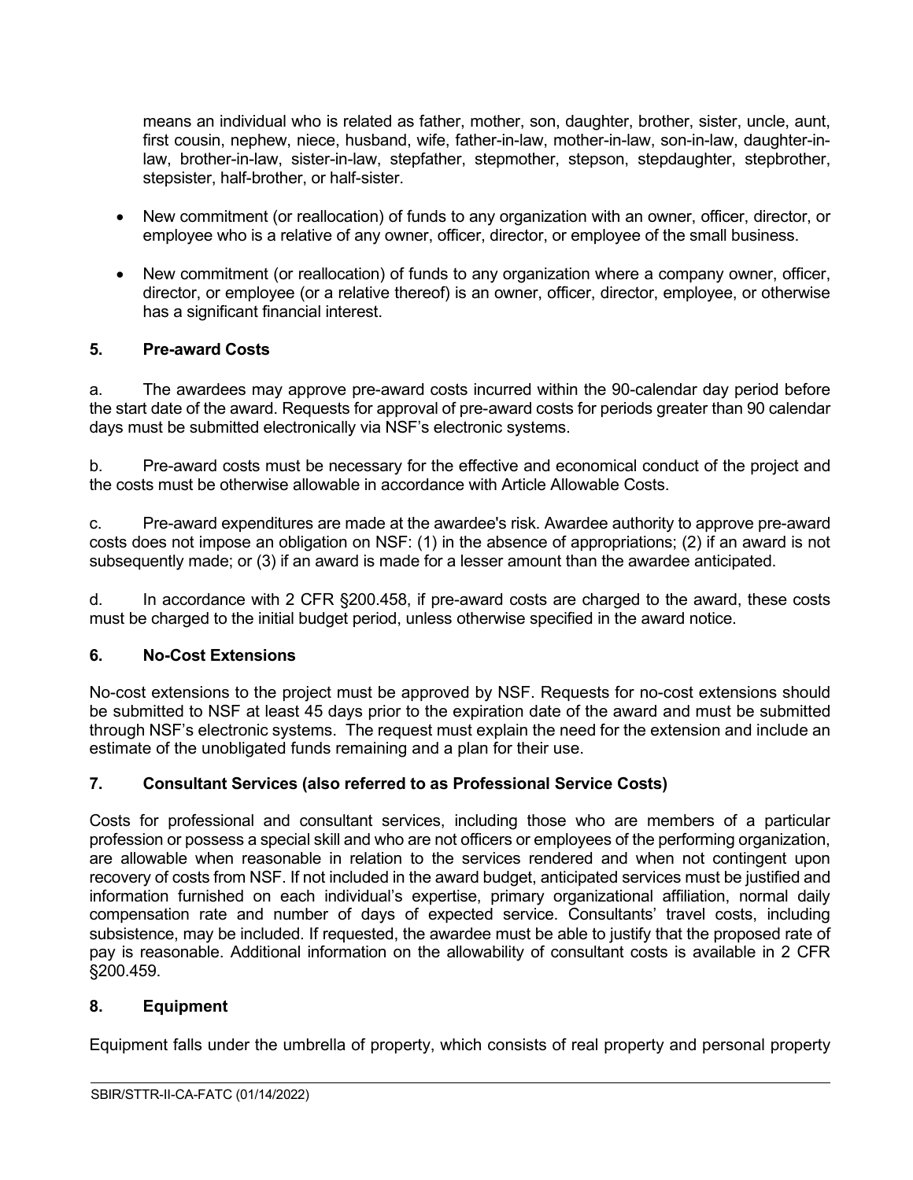means an individual who is related as father, mother, son, daughter, brother, sister, uncle, aunt, first cousin, nephew, niece, husband, wife, father-in-law, mother-in-law, son-in-law, daughter-in-law, brother-in-law, sister-in-law, stepfather, stepmother, stepson, stepdaughter, stepbrother, stepsister, half-brother, or half-sister.

- New commitment (or reallocation) of funds to any organization with an owner, officer, director, or employee who is a relative of any owner, officer, director, or employee of the small business.
- New commitment (or reallocation) of funds to any organization where a company owner, officer, director, or employee (or a relative thereof) is an owner, officer, director, employee, or otherwise has a significant financial interest.

### 5. Pre-award Costs

a. The awardees may approve pre-award costs incurred within the 90-calendar day period before the start date of the award. Requests for approval of pre-award costs for periods greater than 90 calendar days must be submitted electronically via NSF's electronic systems.

b. Pre-award costs must be necessary for the effective and economical conduct of the project and the costs must be otherwise allowable in accordance with Article Allowable Costs.

c. Pre-award expenditures are made at the awardee's risk. Awardee authority to approve pre-award costs does not impose an obligation on NSF: (1) in the absence of appropriations; (2) if an award is not subsequently made; or (3) if an award is made for a lesser amount than the awardee anticipated.

d. In accordance with 2 CFR §200.458, if pre-award costs are charged to the award, these costs must be charged to the initial budget period, unless otherwise specified in the award notice.

### 6. No-Cost Extensions

No-cost extensions to the project must be approved by NSF. Requests for no-cost extensions should be submitted to NSF at least 45 days prior to the expiration date of the award and must be submitted through NSF's electronic systems. The request must explain the need for the extension and include an estimate of the unobligated funds remaining and a plan for their use.

### 7. Consultant Services (also referred to as Professional Service Costs)

Costs for professional and consultant services, including those who are members of a particular profession or possess a special skill and who are not officers or employees of the performing organization, are allowable when reasonable in relation to the services rendered and when not contingent upon recovery of costs from NSF. If not included in the award budget, anticipated services must be justified and information furnished on each individual's expertise, primary organizational affiliation, normal daily compensation rate and number of days of expected service. Consultants' travel costs, including subsistence, may be included. If requested, the awardee must be able to justify that the proposed rate of pay is reasonable. Additional information on the allowability of consultant costs is available in 2 CFR §200.459.

### 8. Equipment

Equipment falls under the umbrella of property, which consists of real property and personal property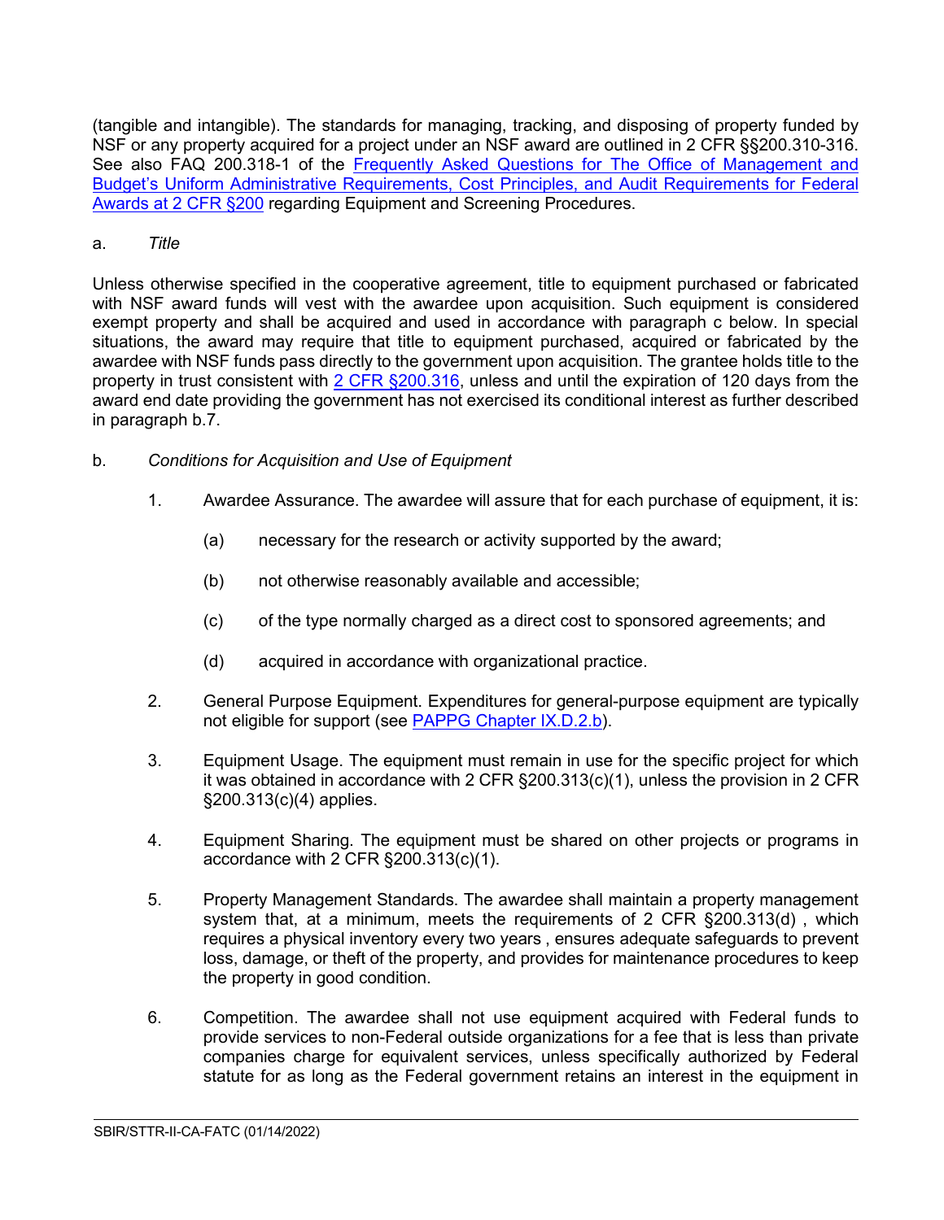(tangible and intangible). The standards for managing, tracking, and disposing of property funded by NSF or any property acquired for a project under an NSF award are outlined in 2 CFR §§200.310-316. See also FAQ 200.318-1 of the [Frequently Asked Questions for The Office of Management and Budget's Uniform Administrative Requirements, Cost Principles, and Audit Requirements for Federal Awards at 2 CFR §200]() regarding Equipment and Screening Procedures.

a. *Title*

Unless otherwise specified in the cooperative agreement, title to equipment purchased or fabricated with NSF award funds will vest with the awardee upon acquisition. Such equipment is considered exempt property and shall be acquired and used in accordance with paragraph c below. In special situations, the award may require that title to equipment purchased, acquired or fabricated by the awardee with NSF funds pass directly to the government upon acquisition. The grantee holds title to the property in trust consistent with [2 CFR §200.316](), unless and until the expiration of 120 days from the award end date providing the government has not exercised its conditional interest as further described in paragraph b.7.

b. *Conditions for Acquisition and Use of Equipment*

1. Awardee Assurance. The awardee will assure that for each purchase of equipment, it is:

   (a) necessary for the research or activity supported by the award;

   (b) not otherwise reasonably available and accessible;

   (c) of the type normally charged as a direct cost to sponsored agreements; and

   (d) acquired in accordance with organizational practice.

2. General Purpose Equipment. Expenditures for general-purpose equipment are typically not eligible for support (see [PAPPG Chapter IX.D.2.b]()).

3. Equipment Usage. The equipment must remain in use for the specific project for which it was obtained in accordance with 2 CFR §200.313(c)(1), unless the provision in 2 CFR §200.313(c)(4) applies.

4. Equipment Sharing. The equipment must be shared on other projects or programs in accordance with 2 CFR §200.313(c)(1).

5. Property Management Standards. The awardee shall maintain a property management system that, at a minimum, meets the requirements of 2 CFR §200.313(d) , which requires a physical inventory every two years , ensures adequate safeguards to prevent loss, damage, or theft of the property, and provides for maintenance procedures to keep the property in good condition.

6. Competition. The awardee shall not use equipment acquired with Federal funds to provide services to non-Federal outside organizations for a fee that is less than private companies charge for equivalent services, unless specifically authorized by Federal statute for as long as the Federal government retains an interest in the equipment in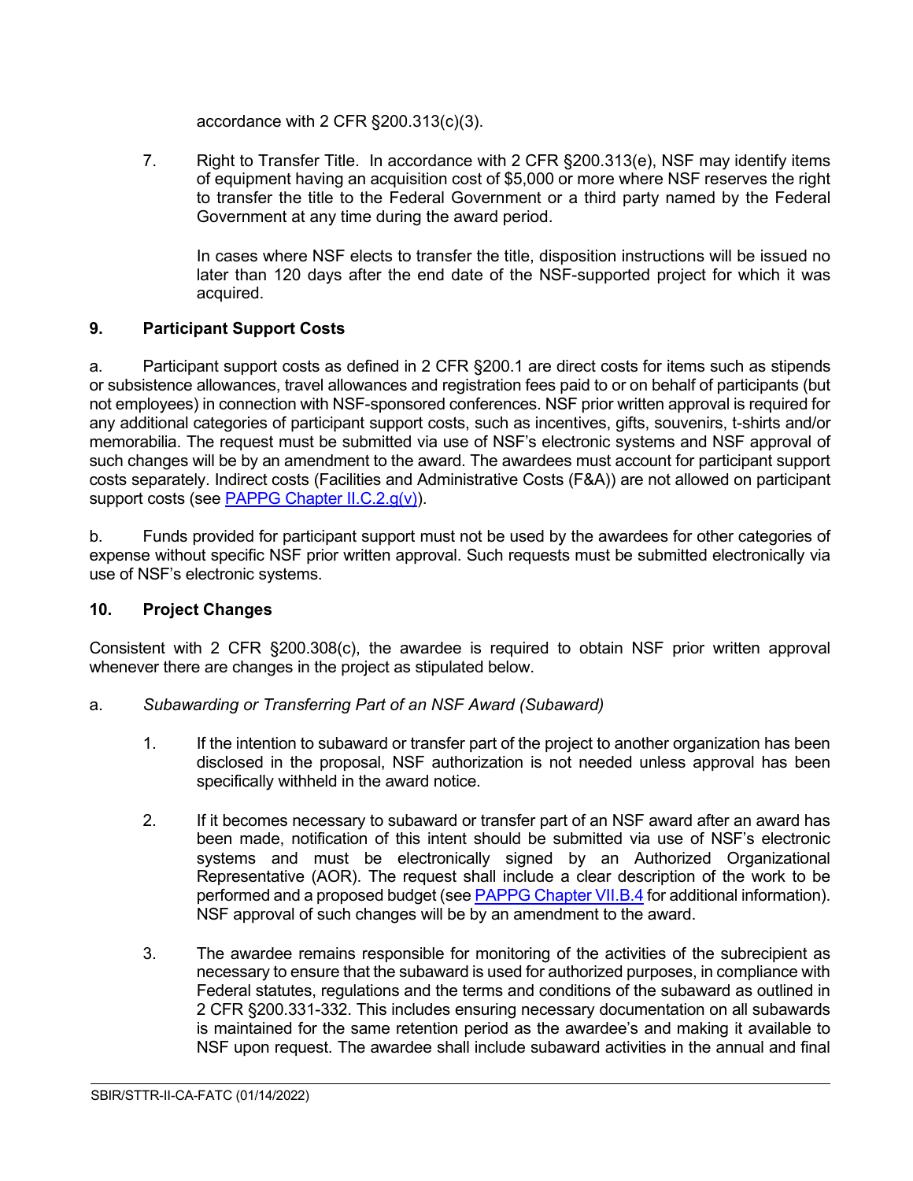accordance with 2 CFR §200.313(c)(3).

7. Right to Transfer Title. In accordance with 2 CFR §200.313(e), NSF may identify items of equipment having an acquisition cost of $5,000 or more where NSF reserves the right to transfer the title to the Federal Government or a third party named by the Federal Government at any time during the award period.

   In cases where NSF elects to transfer the title, disposition instructions will be issued no later than 120 days after the end date of the NSF-supported project for which it was acquired.

## 9. Participant Support Costs

a. Participant support costs as defined in 2 CFR §200.1 are direct costs for items such as stipends or subsistence allowances, travel allowances and registration fees paid to or on behalf of participants (but not employees) in connection with NSF-sponsored conferences. NSF prior written approval is required for any additional categories of participant support costs, such as incentives, gifts, souvenirs, t-shirts and/or memorabilia. The request must be submitted via use of NSF's electronic systems and NSF approval of such changes will be by an amendment to the award. The awardees must account for participant support costs separately. Indirect costs (Facilities and Administrative Costs (F&A)) are not allowed on participant support costs (see [PAPPG Chapter II.C.2.g(v)](#)).

b. Funds provided for participant support must not be used by the awardees for other categories of expense without specific NSF prior written approval. Such requests must be submitted electronically via use of NSF's electronic systems.

## 10. Project Changes

Consistent with 2 CFR §200.308(c), the awardee is required to obtain NSF prior written approval whenever there are changes in the project as stipulated below.

a. *Subawarding or Transferring Part of an NSF Award (Subaward)*

1. If the intention to subaward or transfer part of the project to another organization has been disclosed in the proposal, NSF authorization is not needed unless approval has been specifically withheld in the award notice.

2. If it becomes necessary to subaward or transfer part of an NSF award after an award has been made, notification of this intent should be submitted via use of NSF's electronic systems and must be electronically signed by an Authorized Organizational Representative (AOR). The request shall include a clear description of the work to be performed and a proposed budget (see [PAPPG Chapter VII.B.4](#) for additional information). NSF approval of such changes will be by an amendment to the award.

3. The awardee remains responsible for monitoring of the activities of the subrecipient as necessary to ensure that the subaward is used for authorized purposes, in compliance with Federal statutes, regulations and the terms and conditions of the subaward as outlined in 2 CFR §200.331-332. This includes ensuring necessary documentation on all subawards is maintained for the same retention period as the awardee's and making it available to NSF upon request. The awardee shall include subaward activities in the annual and final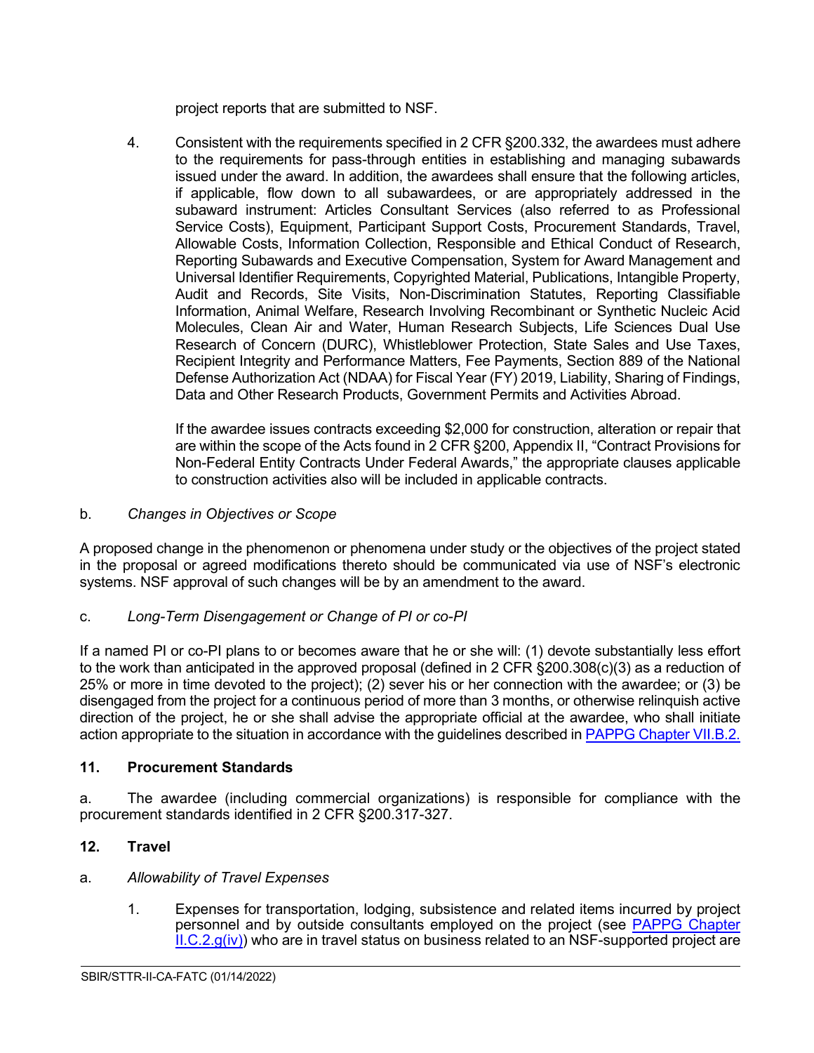project reports that are submitted to NSF.

4. Consistent with the requirements specified in 2 CFR §200.332, the awardees must adhere to the requirements for pass-through entities in establishing and managing subawards issued under the award. In addition, the awardees shall ensure that the following articles, if applicable, flow down to all subawardees, or are appropriately addressed in the subaward instrument: Articles Consultant Services (also referred to as Professional Service Costs), Equipment, Participant Support Costs, Procurement Standards, Travel, Allowable Costs, Information Collection, Responsible and Ethical Conduct of Research, Reporting Subawards and Executive Compensation, System for Award Management and Universal Identifier Requirements, Copyrighted Material, Publications, Intangible Property, Audit and Records, Site Visits, Non-Discrimination Statutes, Reporting Classifiable Information, Animal Welfare, Research Involving Recombinant or Synthetic Nucleic Acid Molecules, Clean Air and Water, Human Research Subjects, Life Sciences Dual Use Research of Concern (DURC), Whistleblower Protection, State Sales and Use Taxes, Recipient Integrity and Performance Matters, Fee Payments, Section 889 of the National Defense Authorization Act (NDAA) for Fiscal Year (FY) 2019, Liability, Sharing of Findings, Data and Other Research Products, Government Permits and Activities Abroad.

   If the awardee issues contracts exceeding $2,000 for construction, alteration or repair that are within the scope of the Acts found in 2 CFR §200, Appendix II, "Contract Provisions for Non-Federal Entity Contracts Under Federal Awards," the appropriate clauses applicable to construction activities also will be included in applicable contracts.

b. *Changes in Objectives or Scope*

A proposed change in the phenomenon or phenomena under study or the objectives of the project stated in the proposal or agreed modifications thereto should be communicated via use of NSF's electronic systems. NSF approval of such changes will be by an amendment to the award.

c. *Long-Term Disengagement or Change of PI or co-PI*

If a named PI or co-PI plans to or becomes aware that he or she will: (1) devote substantially less effort to the work than anticipated in the approved proposal (defined in 2 CFR §200.308(c)(3) as a reduction of 25% or more in time devoted to the project); (2) sever his or her connection with the awardee; or (3) be disengaged from the project for a continuous period of more than 3 months, or otherwise relinquish active direction of the project, he or she shall advise the appropriate official at the awardee, who shall initiate action appropriate to the situation in accordance with the guidelines described in PAPPG Chapter VII.B.2.

## 11. Procurement Standards

a. The awardee (including commercial organizations) is responsible for compliance with the procurement standards identified in 2 CFR §200.317-327.

## 12. Travel

a. *Allowability of Travel Expenses*

1. Expenses for transportation, lodging, subsistence and related items incurred by project personnel and by outside consultants employed on the project (see PAPPG Chapter II.C.2.g(iv)) who are in travel status on business related to an NSF-supported project are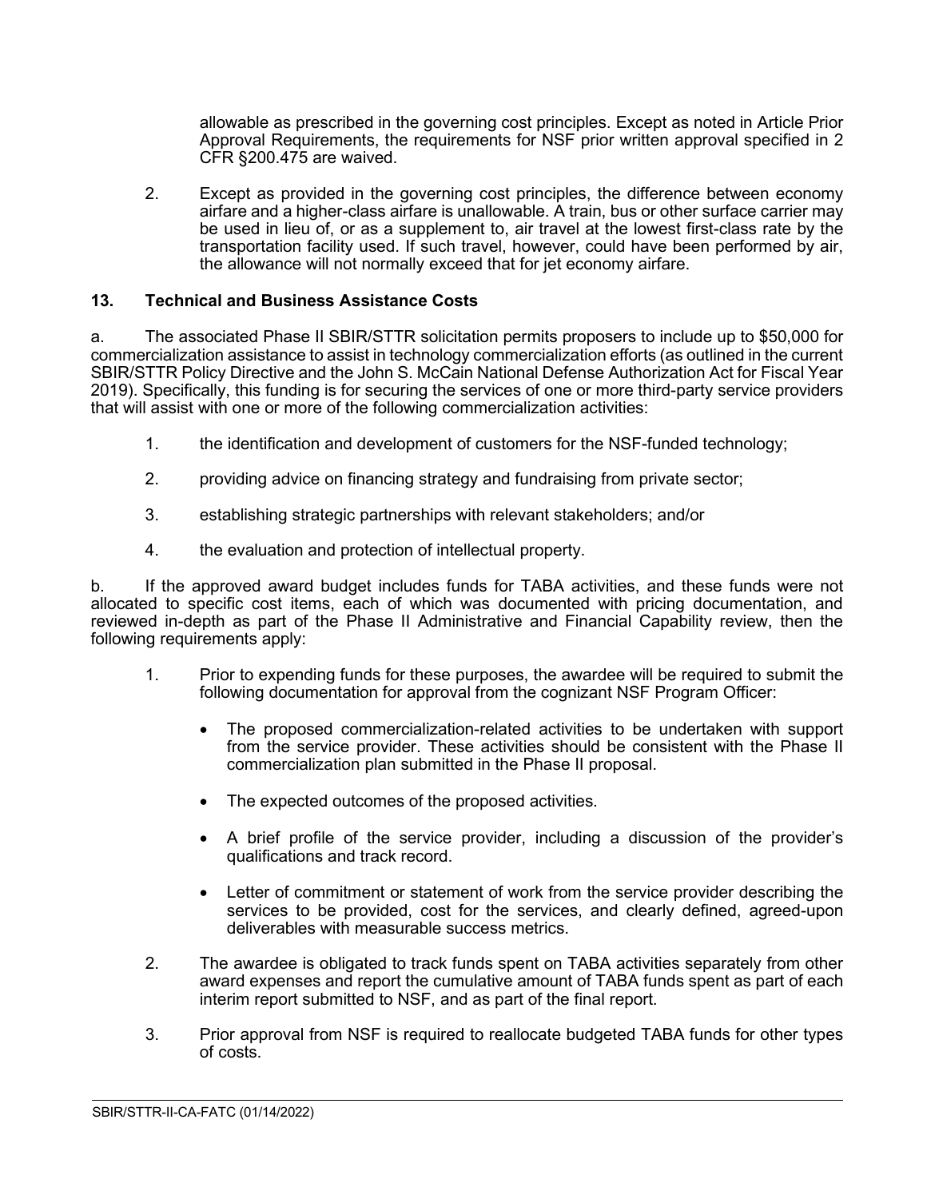allowable as prescribed in the governing cost principles. Except as noted in Article Prior Approval Requirements, the requirements for NSF prior written approval specified in 2 CFR §200.475 are waived.

2. Except as provided in the governing cost principles, the difference between economy airfare and a higher-class airfare is unallowable. A train, bus or other surface carrier may be used in lieu of, or as a supplement to, air travel at the lowest first-class rate by the transportation facility used. If such travel, however, could have been performed by air, the allowance will not normally exceed that for jet economy airfare.

### 13. Technical and Business Assistance Costs

a. The associated Phase II SBIR/STTR solicitation permits proposers to include up to $50,000 for commercialization assistance to assist in technology commercialization efforts (as outlined in the current SBIR/STTR Policy Directive and the John S. McCain National Defense Authorization Act for Fiscal Year 2019). Specifically, this funding is for securing the services of one or more third-party service providers that will assist with one or more of the following commercialization activities:

1. the identification and development of customers for the NSF-funded technology;

2. providing advice on financing strategy and fundraising from private sector;

3. establishing strategic partnerships with relevant stakeholders; and/or

4. the evaluation and protection of intellectual property.

b. If the approved award budget includes funds for TABA activities, and these funds were not allocated to specific cost items, each of which was documented with pricing documentation, and reviewed in-depth as part of the Phase II Administrative and Financial Capability review, then the following requirements apply:

1. Prior to expending funds for these purposes, the awardee will be required to submit the following documentation for approval from the cognizant NSF Program Officer:

   - The proposed commercialization-related activities to be undertaken with support from the service provider. These activities should be consistent with the Phase II commercialization plan submitted in the Phase II proposal.
   - The expected outcomes of the proposed activities.
   - A brief profile of the service provider, including a discussion of the provider's qualifications and track record.
   - Letter of commitment or statement of work from the service provider describing the services to be provided, cost for the services, and clearly defined, agreed-upon deliverables with measurable success metrics.

2. The awardee is obligated to track funds spent on TABA activities separately from other award expenses and report the cumulative amount of TABA funds spent as part of each interim report submitted to NSF, and as part of the final report.

3. Prior approval from NSF is required to reallocate budgeted TABA funds for other types of costs.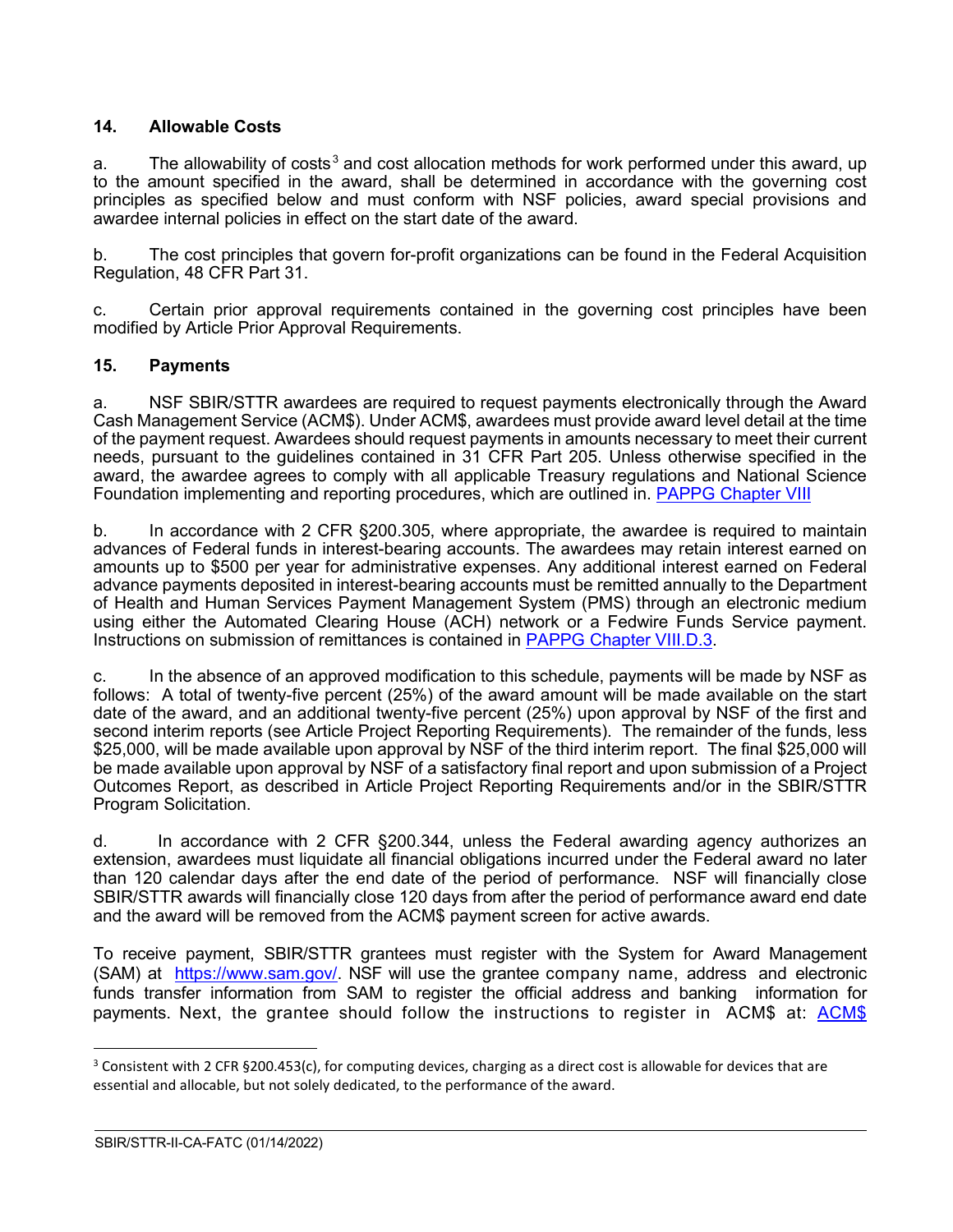### 14. Allowable Costs

a. The allowability of costs[3] and cost allocation methods for work performed under this award, up to the amount specified in the award, shall be determined in accordance with the governing cost principles as specified below and must conform with NSF policies, award special provisions and awardee internal policies in effect on the start date of the award.

b. The cost principles that govern for-profit organizations can be found in the Federal Acquisition Regulation, 48 CFR Part 31.

c. Certain prior approval requirements contained in the governing cost principles have been modified by Article Prior Approval Requirements.

### 15. Payments

a. NSF SBIR/STTR awardees are required to request payments electronically through the Award Cash Management Service (ACM$). Under ACM$, awardees must provide award level detail at the time of the payment request. Awardees should request payments in amounts necessary to meet their current needs, pursuant to the guidelines contained in 31 CFR Part 205. Unless otherwise specified in the award, the awardee agrees to comply with all applicable Treasury regulations and National Science Foundation implementing and reporting procedures, which are outlined in. [PAPPG Chapter VIII]

b. In accordance with 2 CFR §200.305, where appropriate, the awardee is required to maintain advances of Federal funds in interest-bearing accounts. The awardees may retain interest earned on amounts up to $500 per year for administrative expenses. Any additional interest earned on Federal advance payments deposited in interest-bearing accounts must be remitted annually to the Department of Health and Human Services Payment Management System (PMS) through an electronic medium using either the Automated Clearing House (ACH) network or a Fedwire Funds Service payment. Instructions on submission of remittances is contained in [PAPPG Chapter VIII.D.3].

c. In the absence of an approved modification to this schedule, payments will be made by NSF as follows: A total of twenty-five percent (25%) of the award amount will be made available on the start date of the award, and an additional twenty-five percent (25%) upon approval by NSF of the first and second interim reports (see Article Project Reporting Requirements). The remainder of the funds, less $25,000, will be made available upon approval by NSF of the third interim report. The final $25,000 will be made available upon approval by NSF of a satisfactory final report and upon submission of a Project Outcomes Report, as described in Article Project Reporting Requirements and/or in the SBIR/STTR Program Solicitation.

d. In accordance with 2 CFR §200.344, unless the Federal awarding agency authorizes an extension, awardees must liquidate all financial obligations incurred under the Federal award no later than 120 calendar days after the end date of the period of performance. NSF will financially close SBIR/STTR awards will financially close 120 days from after the period of performance award end date and the award will be removed from the ACM$ payment screen for active awards.

To receive payment, SBIR/STTR grantees must register with the System for Award Management (SAM) at https://www.sam.gov/. NSF will use the grantee company name, address and electronic funds transfer information from SAM to register the official address and banking information for payments. Next, the grantee should follow the instructions to register in ACM$ at: ACM$

---

[3] Consistent with 2 CFR §200.453(c), for computing devices, charging as a direct cost is allowable for devices that are essential and allocable, but not solely dedicated, to the performance of the award.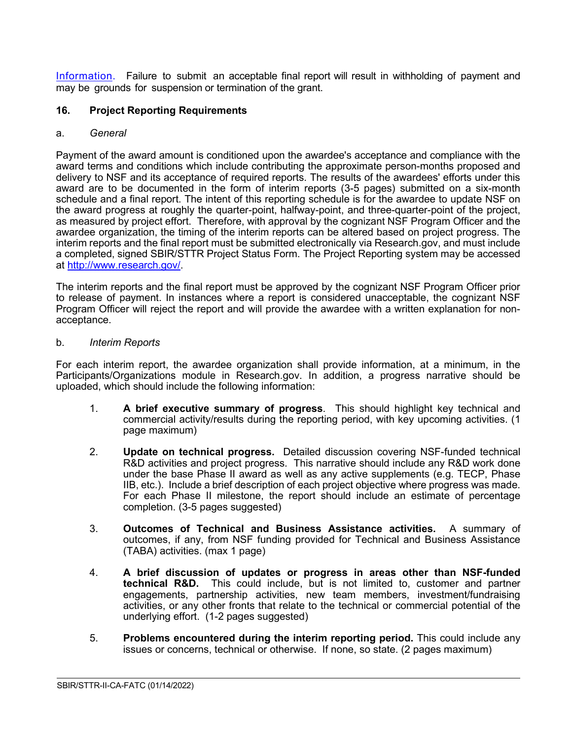Information. Failure to submit an acceptable final report will result in withholding of payment and may be grounds for suspension or termination of the grant.

### 16. Project Reporting Requirements

a. *General*

Payment of the award amount is conditioned upon the awardee's acceptance and compliance with the award terms and conditions which include contributing the approximate person-months proposed and delivery to NSF and its acceptance of required reports. The results of the awardees' efforts under this award are to be documented in the form of interim reports (3-5 pages) submitted on a six-month schedule and a final report. The intent of this reporting schedule is for the awardee to update NSF on the award progress at roughly the quarter-point, halfway-point, and three-quarter-point of the project, as measured by project effort. Therefore, with approval by the cognizant NSF Program Officer and the awardee organization, the timing of the interim reports can be altered based on project progress. The interim reports and the final report must be submitted electronically via Research.gov, and must include a completed, signed SBIR/STTR Project Status Form. The Project Reporting system may be accessed at http://www.research.gov/.

The interim reports and the final report must be approved by the cognizant NSF Program Officer prior to release of payment. In instances where a report is considered unacceptable, the cognizant NSF Program Officer will reject the report and will provide the awardee with a written explanation for non-acceptance.

b. *Interim Reports*

For each interim report, the awardee organization shall provide information, at a minimum, in the Participants/Organizations module in Research.gov. In addition, a progress narrative should be uploaded, which should include the following information:

1. **A brief executive summary of progress**. This should highlight key technical and commercial activity/results during the reporting period, with key upcoming activities. (1 page maximum)

2. **Update on technical progress.** Detailed discussion covering NSF-funded technical R&D activities and project progress. This narrative should include any R&D work done under the base Phase II award as well as any active supplements (e.g. TECP, Phase IIB, etc.). Include a brief description of each project objective where progress was made. For each Phase II milestone, the report should include an estimate of percentage completion. (3-5 pages suggested)

3. **Outcomes of Technical and Business Assistance activities.** A summary of outcomes, if any, from NSF funding provided for Technical and Business Assistance (TABA) activities. (max 1 page)

4. **A brief discussion of updates or progress in areas other than NSF-funded technical R&D.** This could include, but is not limited to, customer and partner engagements, partnership activities, new team members, investment/fundraising activities, or any other fronts that relate to the technical or commercial potential of the underlying effort. (1-2 pages suggested)

5. **Problems encountered during the interim reporting period.** This could include any issues or concerns, technical or otherwise. If none, so state. (2 pages maximum)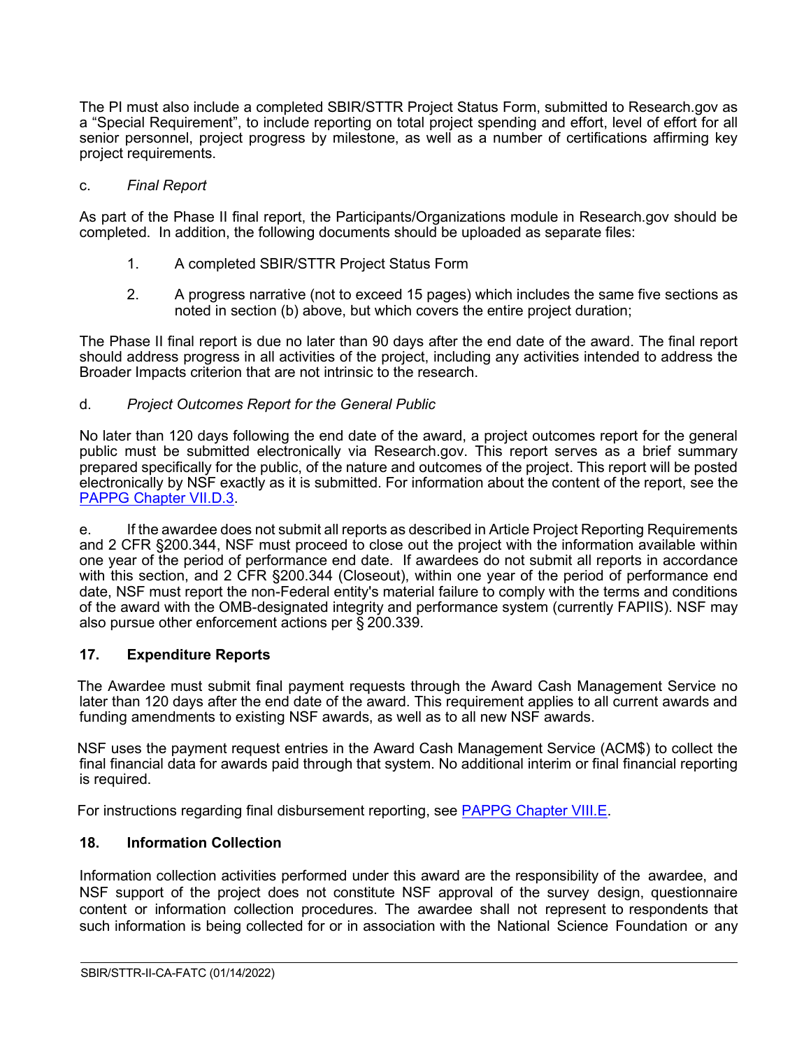The PI must also include a completed SBIR/STTR Project Status Form, submitted to Research.gov as a "Special Requirement", to include reporting on total project spending and effort, level of effort for all senior personnel, project progress by milestone, as well as a number of certifications affirming key project requirements.

c. *Final Report*

As part of the Phase II final report, the Participants/Organizations module in Research.gov should be completed. In addition, the following documents should be uploaded as separate files:

1. A completed SBIR/STTR Project Status Form

2. A progress narrative (not to exceed 15 pages) which includes the same five sections as noted in section (b) above, but which covers the entire project duration;

The Phase II final report is due no later than 90 days after the end date of the award. The final report should address progress in all activities of the project, including any activities intended to address the Broader Impacts criterion that are not intrinsic to the research.

d. *Project Outcomes Report for the General Public*

No later than 120 days following the end date of the award, a project outcomes report for the general public must be submitted electronically via Research.gov. This report serves as a brief summary prepared specifically for the public, of the nature and outcomes of the project. This report will be posted electronically by NSF exactly as it is submitted. For information about the content of the report, see the PAPPG Chapter VII.D.3.

e. If the awardee does not submit all reports as described in Article Project Reporting Requirements and 2 CFR §200.344, NSF must proceed to close out the project with the information available within one year of the period of performance end date. If awardees do not submit all reports in accordance with this section, and 2 CFR §200.344 (Closeout), within one year of the period of performance end date, NSF must report the non-Federal entity's material failure to comply with the terms and conditions of the award with the OMB-designated integrity and performance system (currently FAPIIS). NSF may also pursue other enforcement actions per § 200.339.

## 17. Expenditure Reports

The Awardee must submit final payment requests through the Award Cash Management Service no later than 120 days after the end date of the award. This requirement applies to all current awards and funding amendments to existing NSF awards, as well as to all new NSF awards.

NSF uses the payment request entries in the Award Cash Management Service (ACM$) to collect the final financial data for awards paid through that system. No additional interim or final financial reporting is required.

For instructions regarding final disbursement reporting, see PAPPG Chapter VIII.E.

## 18. Information Collection

Information collection activities performed under this award are the responsibility of the awardee, and NSF support of the project does not constitute NSF approval of the survey design, questionnaire content or information collection procedures. The awardee shall not represent to respondents that such information is being collected for or in association with the National Science Foundation or any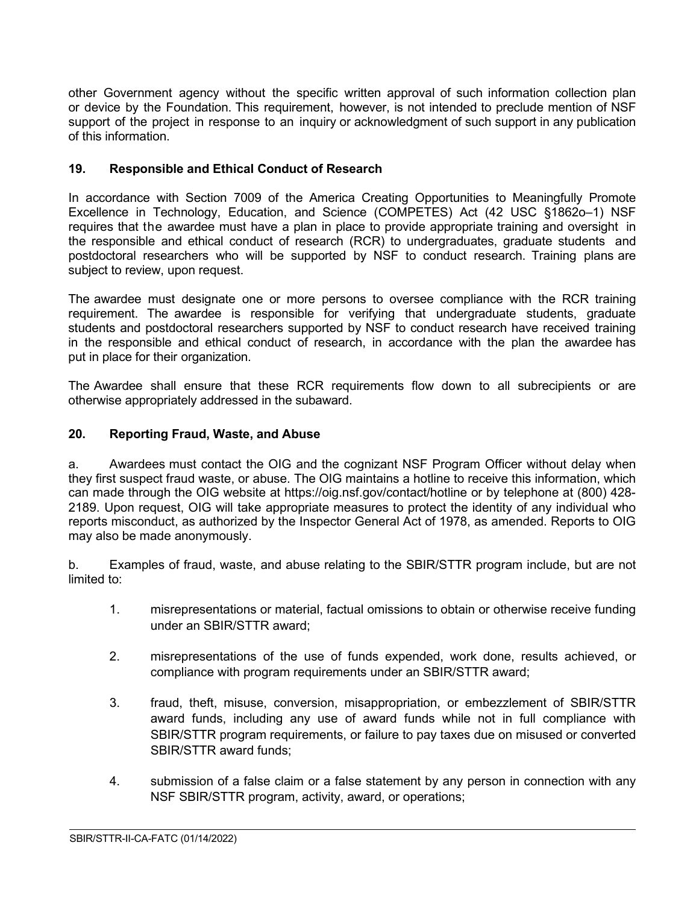other Government agency without the specific written approval of such information collection plan or device by the Foundation. This requirement, however, is not intended to preclude mention of NSF support of the project in response to an inquiry or acknowledgment of such support in any publication of this information.

### 19. Responsible and Ethical Conduct of Research

In accordance with Section 7009 of the America Creating Opportunities to Meaningfully Promote Excellence in Technology, Education, and Science (COMPETES) Act (42 USC §1862o–1) NSF requires that the awardee must have a plan in place to provide appropriate training and oversight in the responsible and ethical conduct of research (RCR) to undergraduates, graduate students and postdoctoral researchers who will be supported by NSF to conduct research. Training plans are subject to review, upon request.

The awardee must designate one or more persons to oversee compliance with the RCR training requirement. The awardee is responsible for verifying that undergraduate students, graduate students and postdoctoral researchers supported by NSF to conduct research have received training in the responsible and ethical conduct of research, in accordance with the plan the awardee has put in place for their organization.

The Awardee shall ensure that these RCR requirements flow down to all subrecipients or are otherwise appropriately addressed in the subaward.

### 20. Reporting Fraud, Waste, and Abuse

a. Awardees must contact the OIG and the cognizant NSF Program Officer without delay when they first suspect fraud waste, or abuse. The OIG maintains a hotline to receive this information, which can made through the OIG website at https://oig.nsf.gov/contact/hotline or by telephone at (800) 428-2189. Upon request, OIG will take appropriate measures to protect the identity of any individual who reports misconduct, as authorized by the Inspector General Act of 1978, as amended. Reports to OIG may also be made anonymously.

b. Examples of fraud, waste, and abuse relating to the SBIR/STTR program include, but are not limited to:

1. misrepresentations or material, factual omissions to obtain or otherwise receive funding under an SBIR/STTR award;

2. misrepresentations of the use of funds expended, work done, results achieved, or compliance with program requirements under an SBIR/STTR award;

3. fraud, theft, misuse, conversion, misappropriation, or embezzlement of SBIR/STTR award funds, including any use of award funds while not in full compliance with SBIR/STTR program requirements, or failure to pay taxes due on misused or converted SBIR/STTR award funds;

4. submission of a false claim or a false statement by any person in connection with any NSF SBIR/STTR program, activity, award, or operations;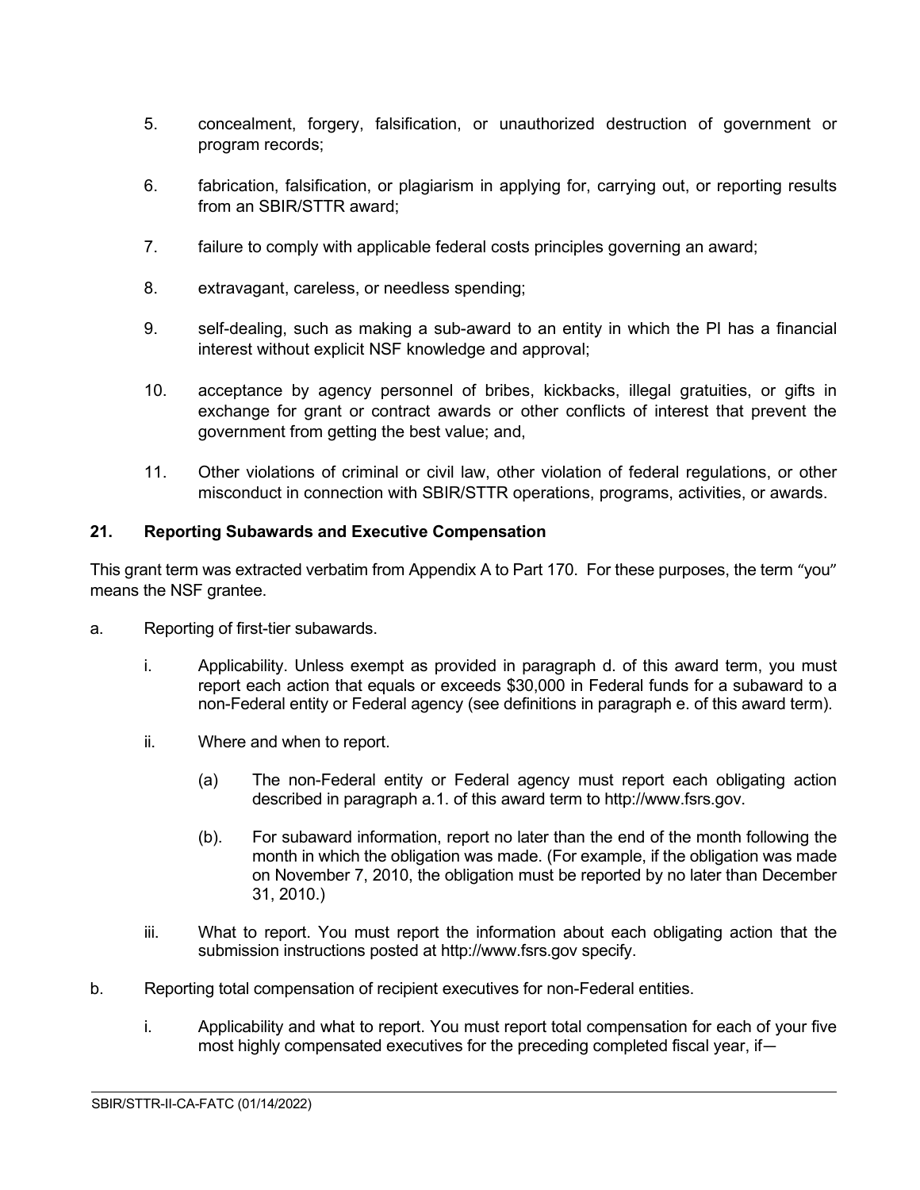5. concealment, forgery, falsification, or unauthorized destruction of government or program records;

6. fabrication, falsification, or plagiarism in applying for, carrying out, or reporting results from an SBIR/STTR award;

7. failure to comply with applicable federal costs principles governing an award;

8. extravagant, careless, or needless spending;

9. self-dealing, such as making a sub-award to an entity in which the PI has a financial interest without explicit NSF knowledge and approval;

10. acceptance by agency personnel of bribes, kickbacks, illegal gratuities, or gifts in exchange for grant or contract awards or other conflicts of interest that prevent the government from getting the best value; and,

11. Other violations of criminal or civil law, other violation of federal regulations, or other misconduct in connection with SBIR/STTR operations, programs, activities, or awards.

## 21. Reporting Subawards and Executive Compensation

This grant term was extracted verbatim from Appendix A to Part 170. For these purposes, the term "you" means the NSF grantee.

a. Reporting of first-tier subawards.

  i. Applicability. Unless exempt as provided in paragraph d. of this award term, you must report each action that equals or exceeds $30,000 in Federal funds for a subaward to a non-Federal entity or Federal agency (see definitions in paragraph e. of this award term).

  ii. Where and when to report.

    (a) The non-Federal entity or Federal agency must report each obligating action described in paragraph a.1. of this award term to http://www.fsrs.gov.

    (b). For subaward information, report no later than the end of the month following the month in which the obligation was made. (For example, if the obligation was made on November 7, 2010, the obligation must be reported by no later than December 31, 2010.)

  iii. What to report. You must report the information about each obligating action that the submission instructions posted at http://www.fsrs.gov specify.

b. Reporting total compensation of recipient executives for non-Federal entities.

  i. Applicability and what to report. You must report total compensation for each of your five most highly compensated executives for the preceding completed fiscal year, if—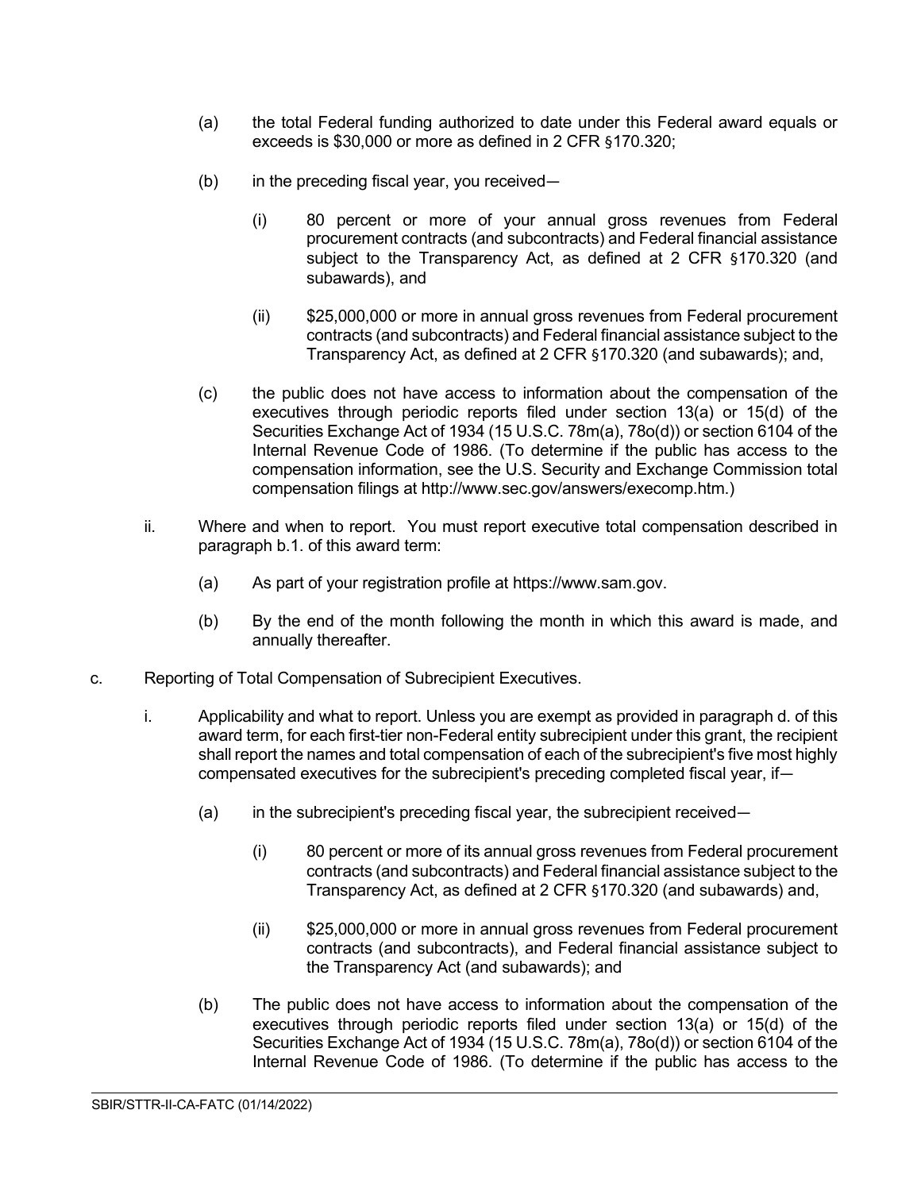(a) the total Federal funding authorized to date under this Federal award equals or exceeds is $30,000 or more as defined in 2 CFR §170.320;

(b) in the preceding fiscal year, you received—

(i) 80 percent or more of your annual gross revenues from Federal procurement contracts (and subcontracts) and Federal financial assistance subject to the Transparency Act, as defined at 2 CFR §170.320 (and subawards), and

(ii) $25,000,000 or more in annual gross revenues from Federal procurement contracts (and subcontracts) and Federal financial assistance subject to the Transparency Act, as defined at 2 CFR §170.320 (and subawards); and,

(c) the public does not have access to information about the compensation of the executives through periodic reports filed under section 13(a) or 15(d) of the Securities Exchange Act of 1934 (15 U.S.C. 78m(a), 78o(d)) or section 6104 of the Internal Revenue Code of 1986. (To determine if the public has access to the compensation information, see the U.S. Security and Exchange Commission total compensation filings at http://www.sec.gov/answers/execomp.htm.)

ii. Where and when to report. You must report executive total compensation described in paragraph b.1. of this award term:

(a) As part of your registration profile at https://www.sam.gov.

(b) By the end of the month following the month in which this award is made, and annually thereafter.

c. Reporting of Total Compensation of Subrecipient Executives.

i. Applicability and what to report. Unless you are exempt as provided in paragraph d. of this award term, for each first-tier non-Federal entity subrecipient under this grant, the recipient shall report the names and total compensation of each of the subrecipient's five most highly compensated executives for the subrecipient's preceding completed fiscal year, if—

(a) in the subrecipient's preceding fiscal year, the subrecipient received—

(i) 80 percent or more of its annual gross revenues from Federal procurement contracts (and subcontracts) and Federal financial assistance subject to the Transparency Act, as defined at 2 CFR §170.320 (and subawards) and,

(ii) $25,000,000 or more in annual gross revenues from Federal procurement contracts (and subcontracts), and Federal financial assistance subject to the Transparency Act (and subawards); and

(b) The public does not have access to information about the compensation of the executives through periodic reports filed under section 13(a) or 15(d) of the Securities Exchange Act of 1934 (15 U.S.C. 78m(a), 78o(d)) or section 6104 of the Internal Revenue Code of 1986. (To determine if the public has access to the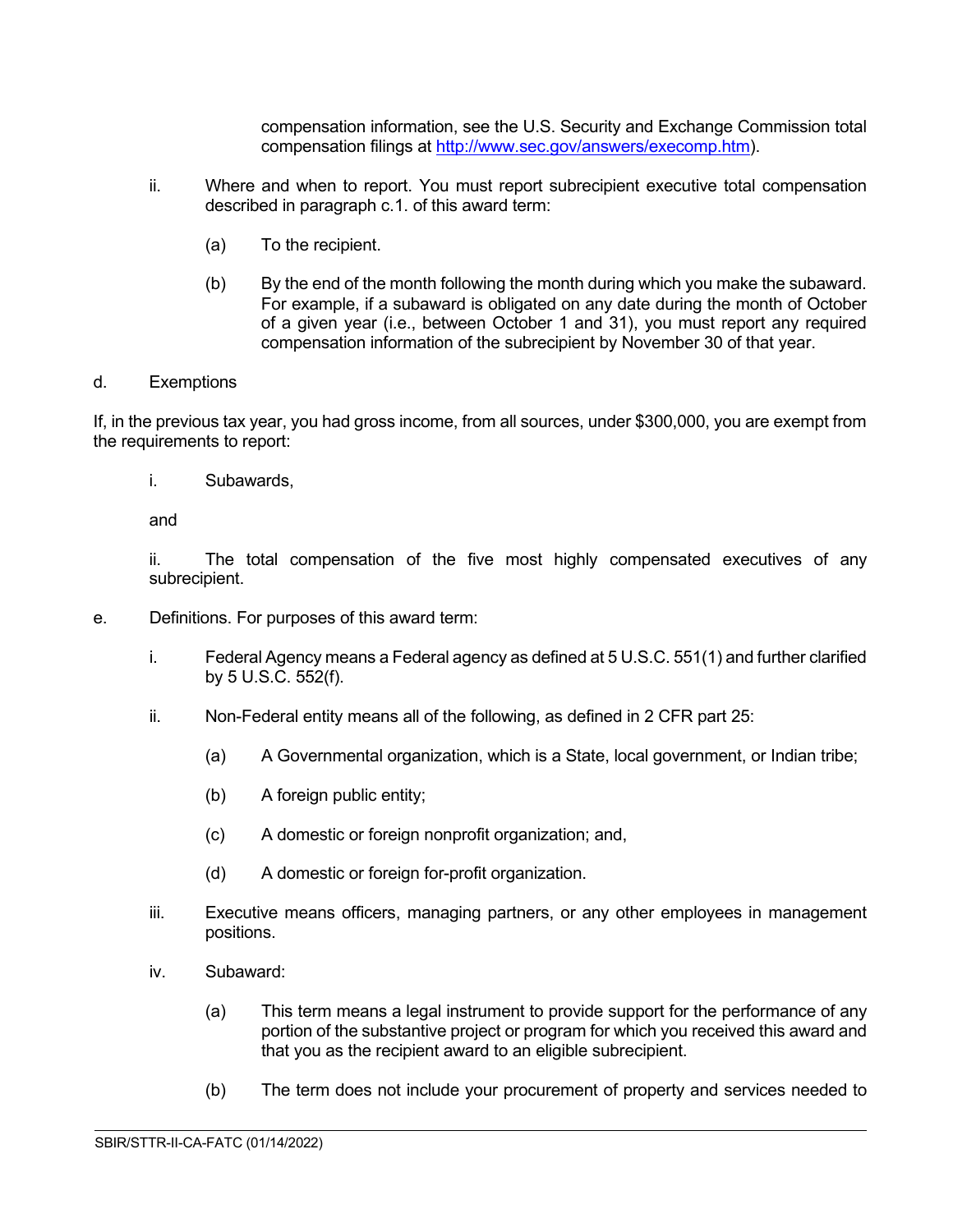compensation information, see the U.S. Security and Exchange Commission total compensation filings at [http://www.sec.gov/answers/execomp.htm](http://www.sec.gov/answers/execomp.htm)).

ii. Where and when to report. You must report subrecipient executive total compensation described in paragraph c.1. of this award term:

(a) To the recipient.

(b) By the end of the month following the month during which you make the subaward. For example, if a subaward is obligated on any date during the month of October of a given year (i.e., between October 1 and 31), you must report any required compensation information of the subrecipient by November 30 of that year.

d. Exemptions

If, in the previous tax year, you had gross income, from all sources, under $300,000, you are exempt from the requirements to report:

i. Subawards,

and

ii. The total compensation of the five most highly compensated executives of any subrecipient.

e. Definitions. For purposes of this award term:

i. Federal Agency means a Federal agency as defined at 5 U.S.C. 551(1) and further clarified by 5 U.S.C. 552(f).

ii. Non-Federal entity means all of the following, as defined in 2 CFR part 25:

(a) A Governmental organization, which is a State, local government, or Indian tribe;

(b) A foreign public entity;

(c) A domestic or foreign nonprofit organization; and,

(d) A domestic or foreign for-profit organization.

iii. Executive means officers, managing partners, or any other employees in management positions.

iv. Subaward:

(a) This term means a legal instrument to provide support for the performance of any portion of the substantive project or program for which you received this award and that you as the recipient award to an eligible subrecipient.

(b) The term does not include your procurement of property and services needed to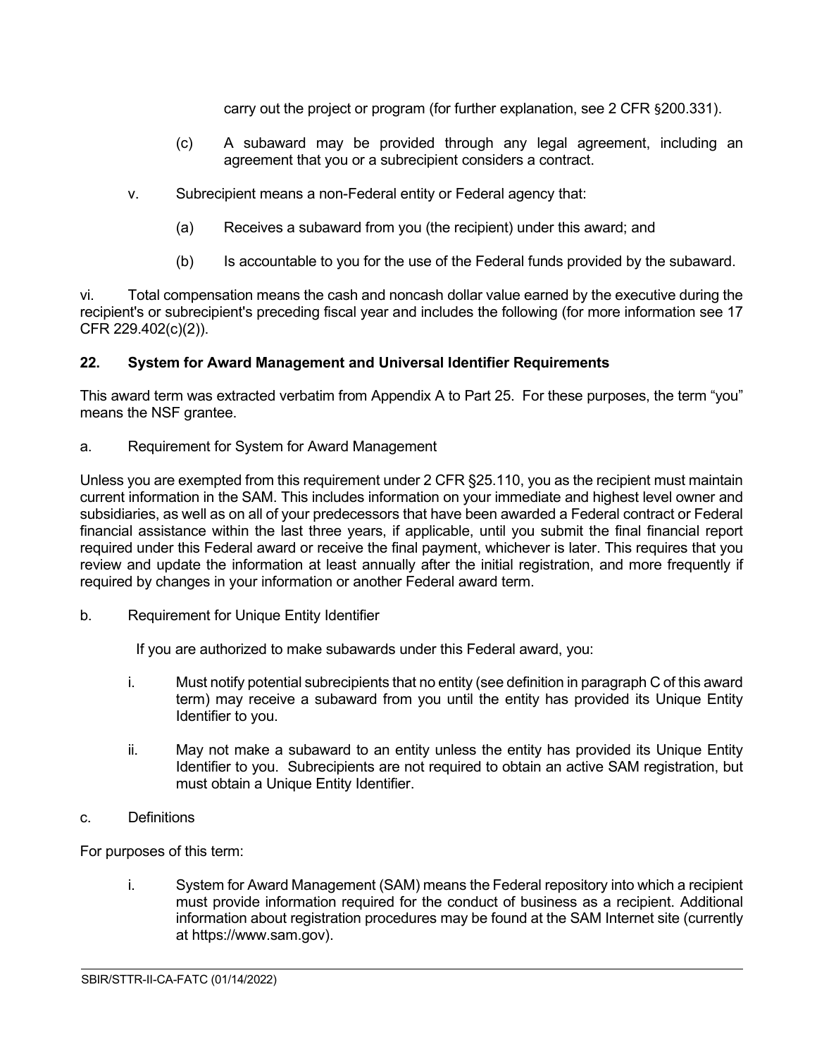carry out the project or program (for further explanation, see 2 CFR §200.331).

(c) A subaward may be provided through any legal agreement, including an agreement that you or a subrecipient considers a contract.

v. Subrecipient means a non-Federal entity or Federal agency that:

(a) Receives a subaward from you (the recipient) under this award; and

(b) Is accountable to you for the use of the Federal funds provided by the subaward.

vi. Total compensation means the cash and noncash dollar value earned by the executive during the recipient's or subrecipient's preceding fiscal year and includes the following (for more information see 17 CFR 229.402(c)(2)).

**22. System for Award Management and Universal Identifier Requirements**

This award term was extracted verbatim from Appendix A to Part 25. For these purposes, the term "you" means the NSF grantee.

a. Requirement for System for Award Management

Unless you are exempted from this requirement under 2 CFR §25.110, you as the recipient must maintain current information in the SAM. This includes information on your immediate and highest level owner and subsidiaries, as well as on all of your predecessors that have been awarded a Federal contract or Federal financial assistance within the last three years, if applicable, until you submit the final financial report required under this Federal award or receive the final payment, whichever is later. This requires that you review and update the information at least annually after the initial registration, and more frequently if required by changes in your information or another Federal award term.

b. Requirement for Unique Entity Identifier

If you are authorized to make subawards under this Federal award, you:

i. Must notify potential subrecipients that no entity (see definition in paragraph C of this award term) may receive a subaward from you until the entity has provided its Unique Entity Identifier to you.

ii. May not make a subaward to an entity unless the entity has provided its Unique Entity Identifier to you. Subrecipients are not required to obtain an active SAM registration, but must obtain a Unique Entity Identifier.

c. Definitions

For purposes of this term:

i. System for Award Management (SAM) means the Federal repository into which a recipient must provide information required for the conduct of business as a recipient. Additional information about registration procedures may be found at the SAM Internet site (currently at https://www.sam.gov).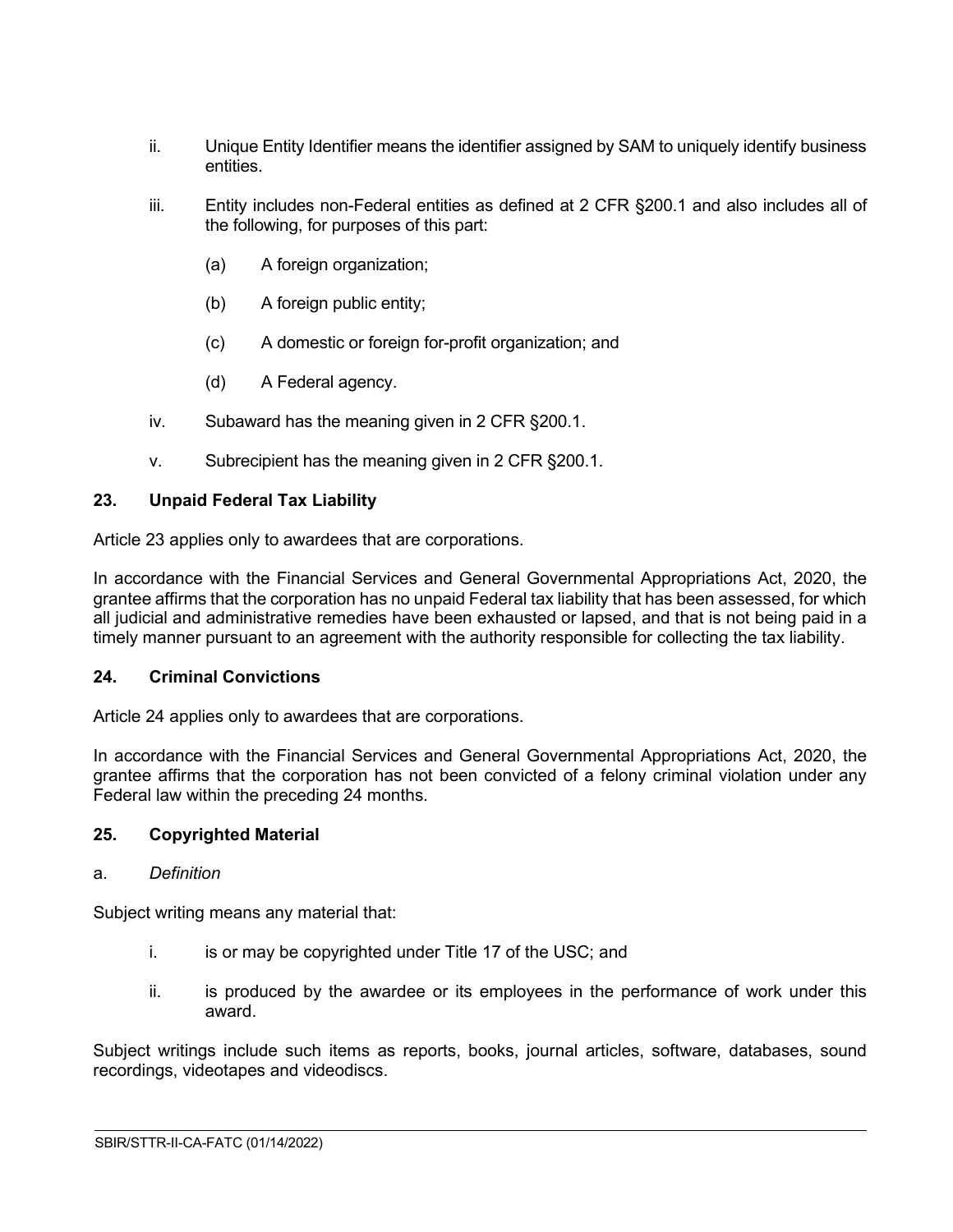ii. Unique Entity Identifier means the identifier assigned by SAM to uniquely identify business entities.

iii. Entity includes non-Federal entities as defined at 2 CFR §200.1 and also includes all of the following, for purposes of this part:

(a) A foreign organization;

(b) A foreign public entity;

(c) A domestic or foreign for-profit organization; and

(d) A Federal agency.

iv. Subaward has the meaning given in 2 CFR §200.1.

v. Subrecipient has the meaning given in 2 CFR §200.1.

### 23. Unpaid Federal Tax Liability

Article 23 applies only to awardees that are corporations.

In accordance with the Financial Services and General Governmental Appropriations Act, 2020, the grantee affirms that the corporation has no unpaid Federal tax liability that has been assessed, for which all judicial and administrative remedies have been exhausted or lapsed, and that is not being paid in a timely manner pursuant to an agreement with the authority responsible for collecting the tax liability.

### 24. Criminal Convictions

Article 24 applies only to awardees that are corporations.

In accordance with the Financial Services and General Governmental Appropriations Act, 2020, the grantee affirms that the corporation has not been convicted of a felony criminal violation under any Federal law within the preceding 24 months.

### 25. Copyrighted Material

a. *Definition*

Subject writing means any material that:

i. is or may be copyrighted under Title 17 of the USC; and

ii. is produced by the awardee or its employees in the performance of work under this award.

Subject writings include such items as reports, books, journal articles, software, databases, sound recordings, videotapes and videodiscs.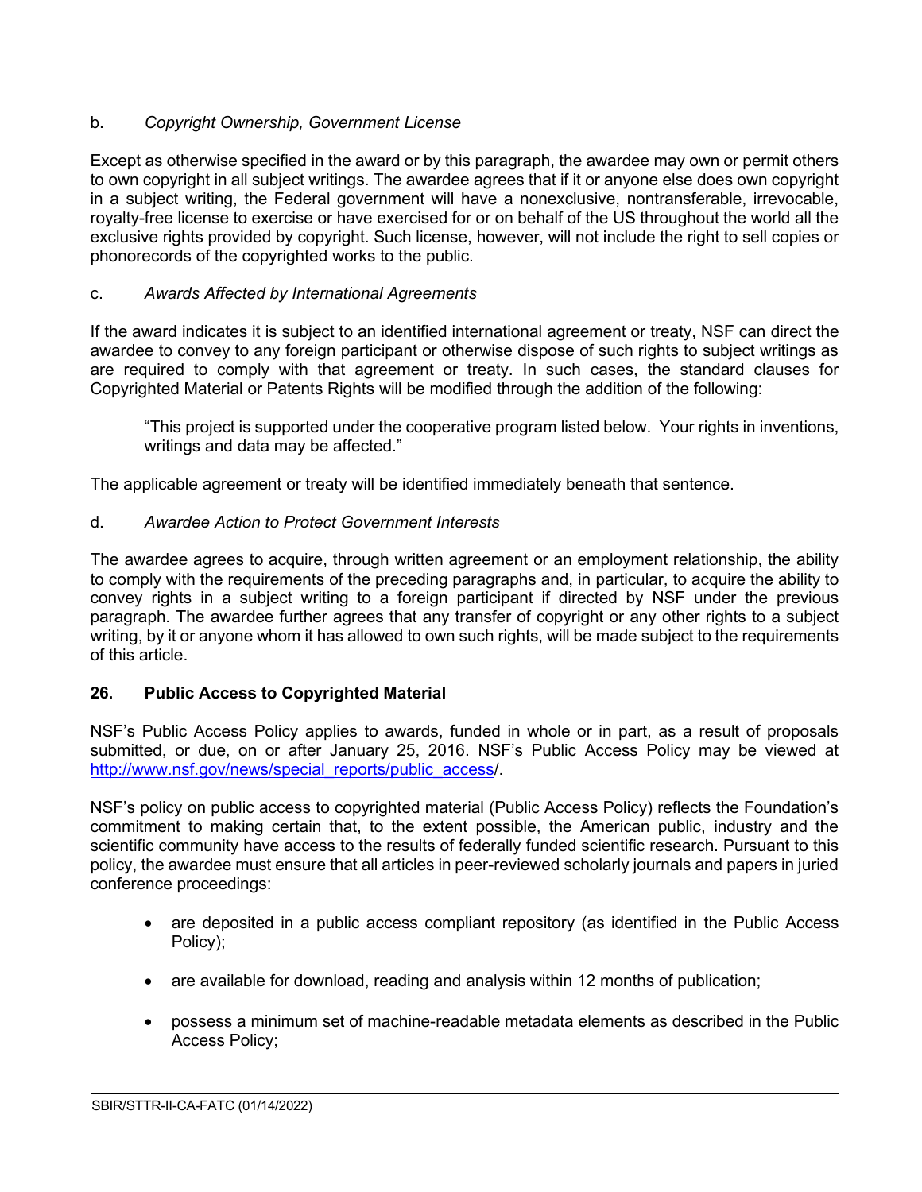b. *Copyright Ownership, Government License*

Except as otherwise specified in the award or by this paragraph, the awardee may own or permit others to own copyright in all subject writings. The awardee agrees that if it or anyone else does own copyright in a subject writing, the Federal government will have a nonexclusive, nontransferable, irrevocable, royalty-free license to exercise or have exercised for or on behalf of the US throughout the world all the exclusive rights provided by copyright. Such license, however, will not include the right to sell copies or phonorecords of the copyrighted works to the public.

c. *Awards Affected by International Agreements*

If the award indicates it is subject to an identified international agreement or treaty, NSF can direct the awardee to convey to any foreign participant or otherwise dispose of such rights to subject writings as are required to comply with that agreement or treaty. In such cases, the standard clauses for Copyrighted Material or Patents Rights will be modified through the addition of the following:

> "This project is supported under the cooperative program listed below. Your rights in inventions, writings and data may be affected."

The applicable agreement or treaty will be identified immediately beneath that sentence.

d. *Awardee Action to Protect Government Interests*

The awardee agrees to acquire, through written agreement or an employment relationship, the ability to comply with the requirements of the preceding paragraphs and, in particular, to acquire the ability to convey rights in a subject writing to a foreign participant if directed by NSF under the previous paragraph. The awardee further agrees that any transfer of copyright or any other rights to a subject writing, by it or anyone whom it has allowed to own such rights, will be made subject to the requirements of this article.

## 26. Public Access to Copyrighted Material

NSF's Public Access Policy applies to awards, funded in whole or in part, as a result of proposals submitted, or due, on or after January 25, 2016. NSF's Public Access Policy may be viewed at http://www.nsf.gov/news/special_reports/public_access/.

NSF's policy on public access to copyrighted material (Public Access Policy) reflects the Foundation's commitment to making certain that, to the extent possible, the American public, industry and the scientific community have access to the results of federally funded scientific research. Pursuant to this policy, the awardee must ensure that all articles in peer-reviewed scholarly journals and papers in juried conference proceedings:

- are deposited in a public access compliant repository (as identified in the Public Access Policy);
- are available for download, reading and analysis within 12 months of publication;
- possess a minimum set of machine-readable metadata elements as described in the Public Access Policy;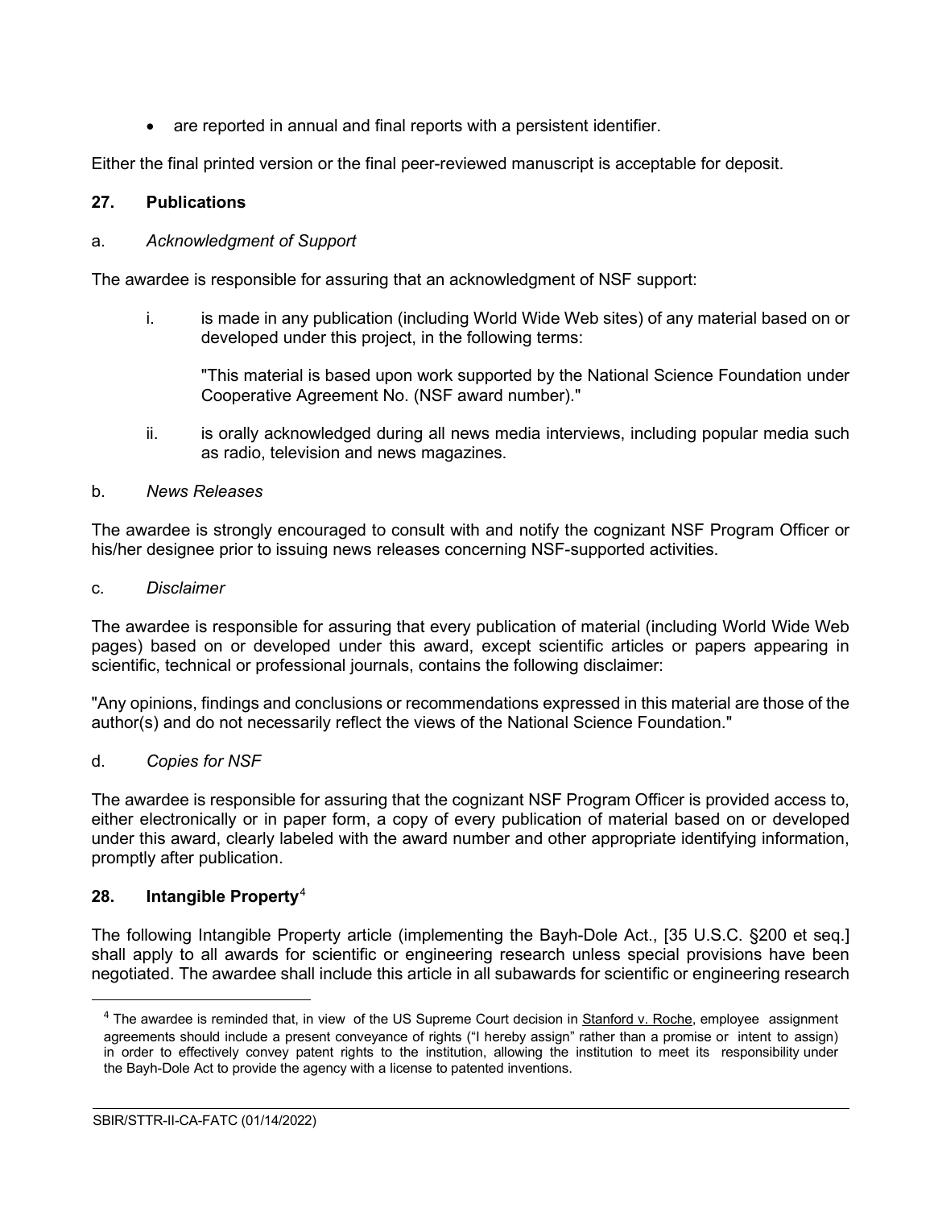- are reported in annual and final reports with a persistent identifier.

Either the final printed version or the final peer-reviewed manuscript is acceptable for deposit.

## 27. Publications

a. *Acknowledgment of Support*

The awardee is responsible for assuring that an acknowledgment of NSF support:

i. is made in any publication (including World Wide Web sites) of any material based on or developed under this project, in the following terms:

   "This material is based upon work supported by the National Science Foundation under Cooperative Agreement No. (NSF award number)."

ii. is orally acknowledged during all news media interviews, including popular media such as radio, television and news magazines.

b. *News Releases*

The awardee is strongly encouraged to consult with and notify the cognizant NSF Program Officer or his/her designee prior to issuing news releases concerning NSF-supported activities.

c. *Disclaimer*

The awardee is responsible for assuring that every publication of material (including World Wide Web pages) based on or developed under this award, except scientific articles or papers appearing in scientific, technical or professional journals, contains the following disclaimer:

"Any opinions, findings and conclusions or recommendations expressed in this material are those of the author(s) and do not necessarily reflect the views of the National Science Foundation."

d. *Copies for NSF*

The awardee is responsible for assuring that the cognizant NSF Program Officer is provided access to, either electronically or in paper form, a copy of every publication of material based on or developed under this award, clearly labeled with the award number and other appropriate identifying information, promptly after publication.

## 28. Intangible Property[4]

The following Intangible Property article (implementing the Bayh-Dole Act., [35 U.S.C. §200 et seq.] shall apply to all awards for scientific or engineering research unless special provisions have been negotiated. The awardee shall include this article in all subawards for scientific or engineering research

[4] The awardee is reminded that, in view of the US Supreme Court decision in Stanford v. Roche, employee assignment agreements should include a present conveyance of rights ("I hereby assign" rather than a promise or intent to assign) in order to effectively convey patent rights to the institution, allowing the institution to meet its responsibility under the Bayh-Dole Act to provide the agency with a license to patented inventions.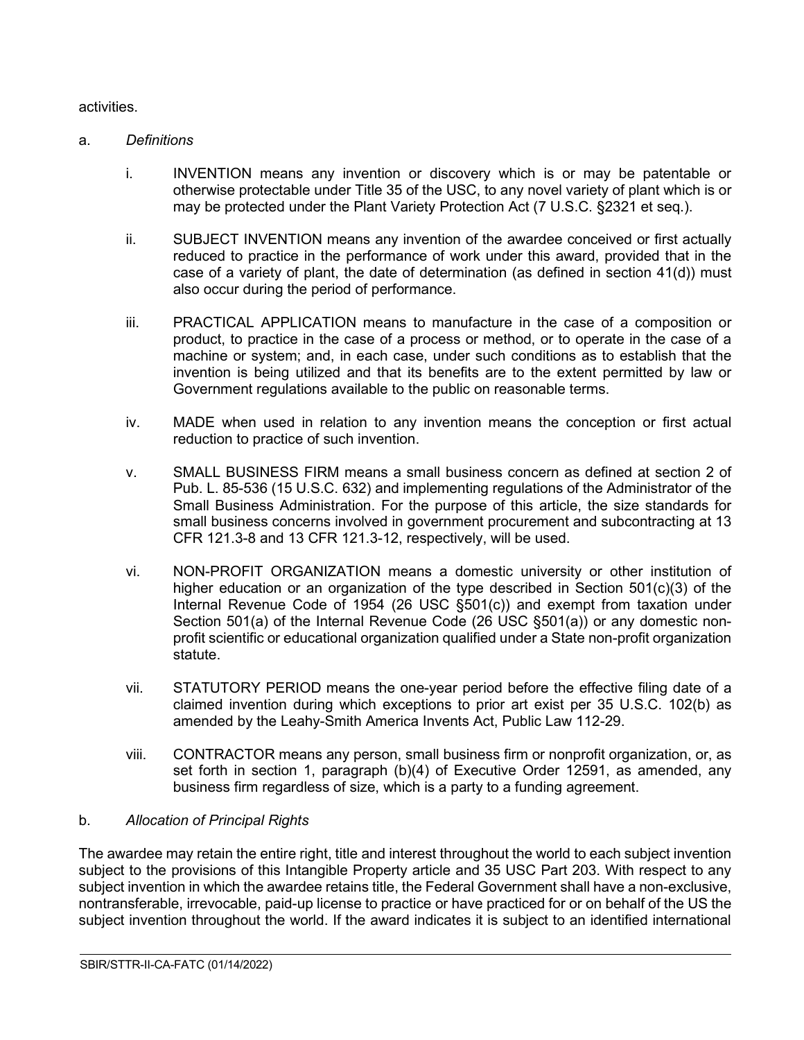activities.

a. *Definitions*

i. INVENTION means any invention or discovery which is or may be patentable or otherwise protectable under Title 35 of the USC, to any novel variety of plant which is or may be protected under the Plant Variety Protection Act (7 U.S.C. §2321 et seq.).

ii. SUBJECT INVENTION means any invention of the awardee conceived or first actually reduced to practice in the performance of work under this award, provided that in the case of a variety of plant, the date of determination (as defined in section 41(d)) must also occur during the period of performance.

iii. PRACTICAL APPLICATION means to manufacture in the case of a composition or product, to practice in the case of a process or method, or to operate in the case of a machine or system; and, in each case, under such conditions as to establish that the invention is being utilized and that its benefits are to the extent permitted by law or Government regulations available to the public on reasonable terms.

iv. MADE when used in relation to any invention means the conception or first actual reduction to practice of such invention.

v. SMALL BUSINESS FIRM means a small business concern as defined at section 2 of Pub. L. 85-536 (15 U.S.C. 632) and implementing regulations of the Administrator of the Small Business Administration. For the purpose of this article, the size standards for small business concerns involved in government procurement and subcontracting at 13 CFR 121.3-8 and 13 CFR 121.3-12, respectively, will be used.

vi. NON-PROFIT ORGANIZATION means a domestic university or other institution of higher education or an organization of the type described in Section 501(c)(3) of the Internal Revenue Code of 1954 (26 USC §501(c)) and exempt from taxation under Section 501(a) of the Internal Revenue Code (26 USC §501(a)) or any domestic non-profit scientific or educational organization qualified under a State non-profit organization statute.

vii. STATUTORY PERIOD means the one-year period before the effective filing date of a claimed invention during which exceptions to prior art exist per 35 U.S.C. 102(b) as amended by the Leahy-Smith America Invents Act, Public Law 112-29.

viii. CONTRACTOR means any person, small business firm or nonprofit organization, or, as set forth in section 1, paragraph (b)(4) of Executive Order 12591, as amended, any business firm regardless of size, which is a party to a funding agreement.

b. *Allocation of Principal Rights*

The awardee may retain the entire right, title and interest throughout the world to each subject invention subject to the provisions of this Intangible Property article and 35 USC Part 203. With respect to any subject invention in which the awardee retains title, the Federal Government shall have a non-exclusive, nontransferable, irrevocable, paid-up license to practice or have practiced for or on behalf of the US the subject invention throughout the world. If the award indicates it is subject to an identified international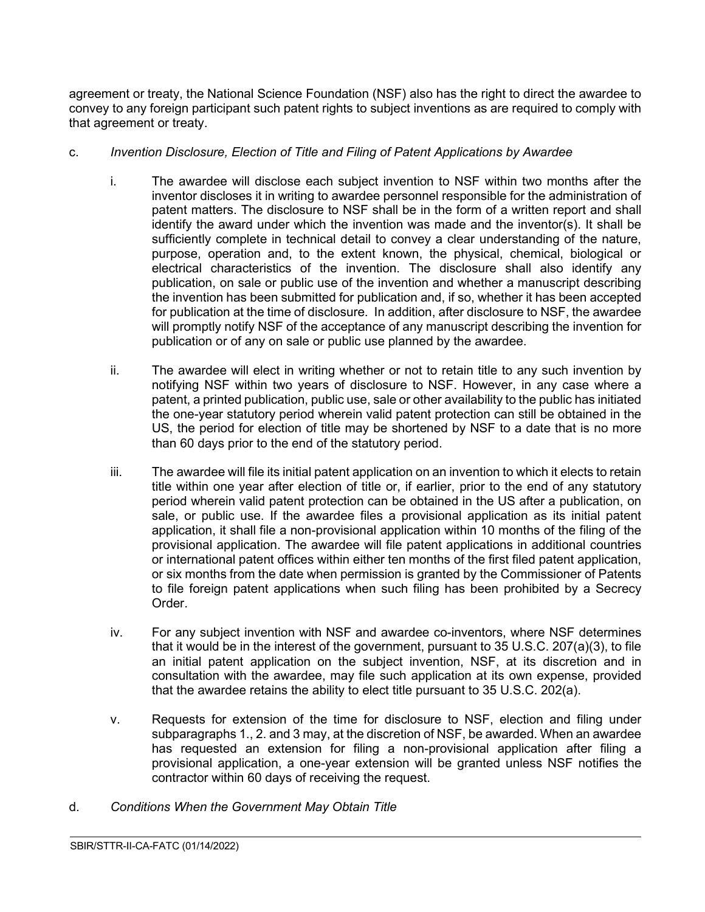agreement or treaty, the National Science Foundation (NSF) also has the right to direct the awardee to convey to any foreign participant such patent rights to subject inventions as are required to comply with that agreement or treaty.

c. *Invention Disclosure, Election of Title and Filing of Patent Applications by Awardee*

   i. The awardee will disclose each subject invention to NSF within two months after the inventor discloses it in writing to awardee personnel responsible for the administration of patent matters. The disclosure to NSF shall be in the form of a written report and shall identify the award under which the invention was made and the inventor(s). It shall be sufficiently complete in technical detail to convey a clear understanding of the nature, purpose, operation and, to the extent known, the physical, chemical, biological or electrical characteristics of the invention. The disclosure shall also identify any publication, on sale or public use of the invention and whether a manuscript describing the invention has been submitted for publication and, if so, whether it has been accepted for publication at the time of disclosure. In addition, after disclosure to NSF, the awardee will promptly notify NSF of the acceptance of any manuscript describing the invention for publication or of any on sale or public use planned by the awardee.

   ii. The awardee will elect in writing whether or not to retain title to any such invention by notifying NSF within two years of disclosure to NSF. However, in any case where a patent, a printed publication, public use, sale or other availability to the public has initiated the one-year statutory period wherein valid patent protection can still be obtained in the US, the period for election of title may be shortened by NSF to a date that is no more than 60 days prior to the end of the statutory period.

   iii. The awardee will file its initial patent application on an invention to which it elects to retain title within one year after election of title or, if earlier, prior to the end of any statutory period wherein valid patent protection can be obtained in the US after a publication, on sale, or public use. If the awardee files a provisional application as its initial patent application, it shall file a non-provisional application within 10 months of the filing of the provisional application. The awardee will file patent applications in additional countries or international patent offices within either ten months of the first filed patent application, or six months from the date when permission is granted by the Commissioner of Patents to file foreign patent applications when such filing has been prohibited by a Secrecy Order.

   iv. For any subject invention with NSF and awardee co-inventors, where NSF determines that it would be in the interest of the government, pursuant to 35 U.S.C. 207(a)(3), to file an initial patent application on the subject invention, NSF, at its discretion and in consultation with the awardee, may file such application at its own expense, provided that the awardee retains the ability to elect title pursuant to 35 U.S.C. 202(a).

   v. Requests for extension of the time for disclosure to NSF, election and filing under subparagraphs 1., 2. and 3 may, at the discretion of NSF, be awarded. When an awardee has requested an extension for filing a non-provisional application after filing a provisional application, a one-year extension will be granted unless NSF notifies the contractor within 60 days of receiving the request.

d. *Conditions When the Government May Obtain Title*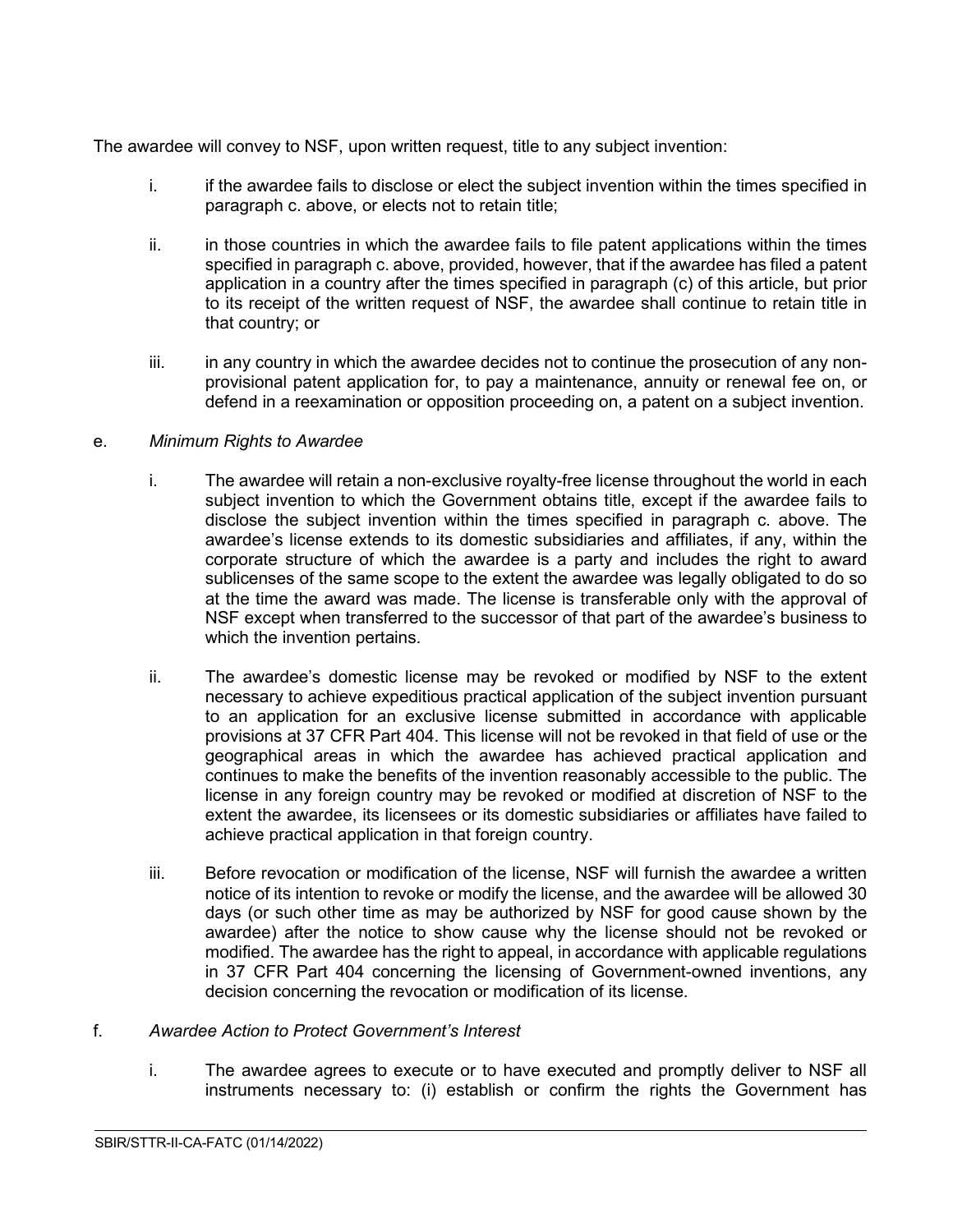The awardee will convey to NSF, upon written request, title to any subject invention:

i. if the awardee fails to disclose or elect the subject invention within the times specified in paragraph c. above, or elects not to retain title;

ii. in those countries in which the awardee fails to file patent applications within the times specified in paragraph c. above, provided, however, that if the awardee has filed a patent application in a country after the times specified in paragraph (c) of this article, but prior to its receipt of the written request of NSF, the awardee shall continue to retain title in that country; or

iii. in any country in which the awardee decides not to continue the prosecution of any non-provisional patent application for, to pay a maintenance, annuity or renewal fee on, or defend in a reexamination or opposition proceeding on, a patent on a subject invention.

e. *Minimum Rights to Awardee*

i. The awardee will retain a non-exclusive royalty-free license throughout the world in each subject invention to which the Government obtains title, except if the awardee fails to disclose the subject invention within the times specified in paragraph c. above. The awardee's license extends to its domestic subsidiaries and affiliates, if any, within the corporate structure of which the awardee is a party and includes the right to award sublicenses of the same scope to the extent the awardee was legally obligated to do so at the time the award was made. The license is transferable only with the approval of NSF except when transferred to the successor of that part of the awardee's business to which the invention pertains.

ii. The awardee's domestic license may be revoked or modified by NSF to the extent necessary to achieve expeditious practical application of the subject invention pursuant to an application for an exclusive license submitted in accordance with applicable provisions at 37 CFR Part 404. This license will not be revoked in that field of use or the geographical areas in which the awardee has achieved practical application and continues to make the benefits of the invention reasonably accessible to the public. The license in any foreign country may be revoked or modified at discretion of NSF to the extent the awardee, its licensees or its domestic subsidiaries or affiliates have failed to achieve practical application in that foreign country.

iii. Before revocation or modification of the license, NSF will furnish the awardee a written notice of its intention to revoke or modify the license, and the awardee will be allowed 30 days (or such other time as may be authorized by NSF for good cause shown by the awardee) after the notice to show cause why the license should not be revoked or modified. The awardee has the right to appeal, in accordance with applicable regulations in 37 CFR Part 404 concerning the licensing of Government-owned inventions, any decision concerning the revocation or modification of its license.

f. *Awardee Action to Protect Government's Interest*

i. The awardee agrees to execute or to have executed and promptly deliver to NSF all instruments necessary to: (i) establish or confirm the rights the Government has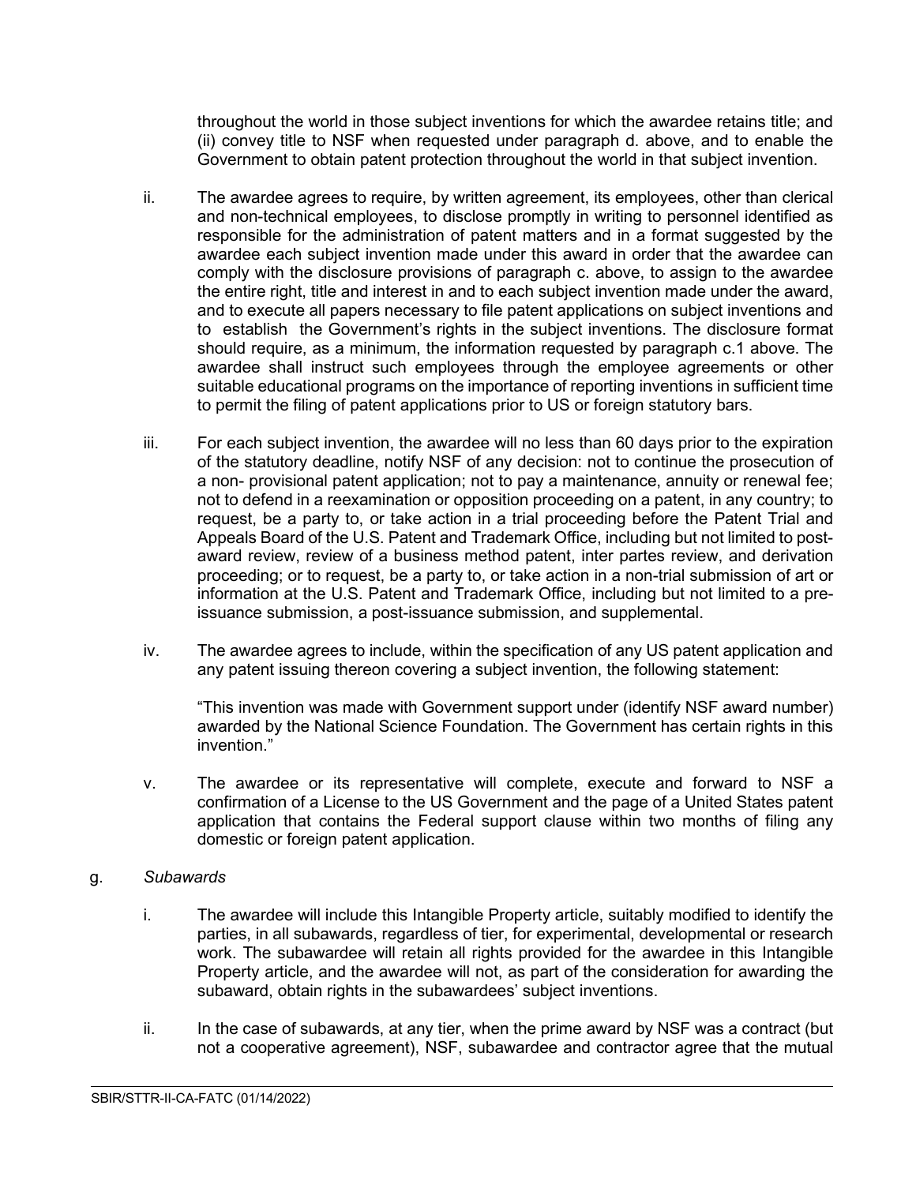throughout the world in those subject inventions for which the awardee retains title; and (ii) convey title to NSF when requested under paragraph d. above, and to enable the Government to obtain patent protection throughout the world in that subject invention.

ii. The awardee agrees to require, by written agreement, its employees, other than clerical and non-technical employees, to disclose promptly in writing to personnel identified as responsible for the administration of patent matters and in a format suggested by the awardee each subject invention made under this award in order that the awardee can comply with the disclosure provisions of paragraph c. above, to assign to the awardee the entire right, title and interest in and to each subject invention made under the award, and to execute all papers necessary to file patent applications on subject inventions and to establish the Government's rights in the subject inventions. The disclosure format should require, as a minimum, the information requested by paragraph c.1 above. The awardee shall instruct such employees through the employee agreements or other suitable educational programs on the importance of reporting inventions in sufficient time to permit the filing of patent applications prior to US or foreign statutory bars.

iii. For each subject invention, the awardee will no less than 60 days prior to the expiration of the statutory deadline, notify NSF of any decision: not to continue the prosecution of a non- provisional patent application; not to pay a maintenance, annuity or renewal fee; not to defend in a reexamination or opposition proceeding on a patent, in any country; to request, be a party to, or take action in a trial proceeding before the Patent Trial and Appeals Board of the U.S. Patent and Trademark Office, including but not limited to post-award review, review of a business method patent, inter partes review, and derivation proceeding; or to request, be a party to, or take action in a non-trial submission of art or information at the U.S. Patent and Trademark Office, including but not limited to a pre-issuance submission, a post-issuance submission, and supplemental.

iv. The awardee agrees to include, within the specification of any US patent application and any patent issuing thereon covering a subject invention, the following statement:

"This invention was made with Government support under (identify NSF award number) awarded by the National Science Foundation. The Government has certain rights in this invention."

v. The awardee or its representative will complete, execute and forward to NSF a confirmation of a License to the US Government and the page of a United States patent application that contains the Federal support clause within two months of filing any domestic or foreign patent application.

g. *Subawards*

i. The awardee will include this Intangible Property article, suitably modified to identify the parties, in all subawards, regardless of tier, for experimental, developmental or research work. The subawardee will retain all rights provided for the awardee in this Intangible Property article, and the awardee will not, as part of the consideration for awarding the subaward, obtain rights in the subawardees' subject inventions.

ii. In the case of subawards, at any tier, when the prime award by NSF was a contract (but not a cooperative agreement), NSF, subawardee and contractor agree that the mutual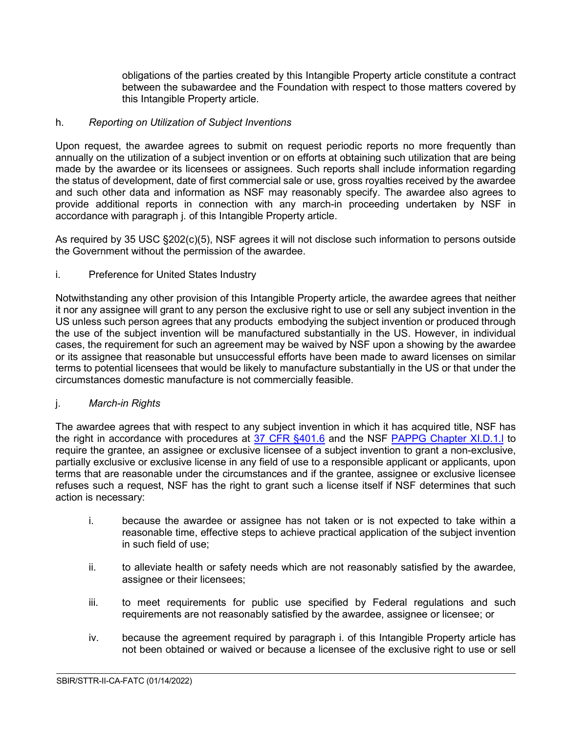obligations of the parties created by this Intangible Property article constitute a contract between the subawardee and the Foundation with respect to those matters covered by this Intangible Property article.

h. *Reporting on Utilization of Subject Inventions*

Upon request, the awardee agrees to submit on request periodic reports no more frequently than annually on the utilization of a subject invention or on efforts at obtaining such utilization that are being made by the awardee or its licensees or assignees. Such reports shall include information regarding the status of development, date of first commercial sale or use, gross royalties received by the awardee and such other data and information as NSF may reasonably specify. The awardee also agrees to provide additional reports in connection with any march-in proceeding undertaken by NSF in accordance with paragraph j. of this Intangible Property article.

As required by 35 USC §202(c)(5), NSF agrees it will not disclose such information to persons outside the Government without the permission of the awardee.

i. Preference for United States Industry

Notwithstanding any other provision of this Intangible Property article, the awardee agrees that neither it nor any assignee will grant to any person the exclusive right to use or sell any subject invention in the US unless such person agrees that any products embodying the subject invention or produced through the use of the subject invention will be manufactured substantially in the US. However, in individual cases, the requirement for such an agreement may be waived by NSF upon a showing by the awardee or its assignee that reasonable but unsuccessful efforts have been made to award licenses on similar terms to potential licensees that would be likely to manufacture substantially in the US or that under the circumstances domestic manufacture is not commercially feasible.

j. *March-in Rights*

The awardee agrees that with respect to any subject invention in which it has acquired title, NSF has the right in accordance with procedures at 37 CFR §401.6 and the NSF PAPPG Chapter XI.D.1.l to require the grantee, an assignee or exclusive licensee of a subject invention to grant a non-exclusive, partially exclusive or exclusive license in any field of use to a responsible applicant or applicants, upon terms that are reasonable under the circumstances and if the grantee, assignee or exclusive licensee refuses such a request, NSF has the right to grant such a license itself if NSF determines that such action is necessary:

i. because the awardee or assignee has not taken or is not expected to take within a reasonable time, effective steps to achieve practical application of the subject invention in such field of use;

ii. to alleviate health or safety needs which are not reasonably satisfied by the awardee, assignee or their licensees;

iii. to meet requirements for public use specified by Federal regulations and such requirements are not reasonably satisfied by the awardee, assignee or licensee; or

iv. because the agreement required by paragraph i. of this Intangible Property article has not been obtained or waived or because a licensee of the exclusive right to use or sell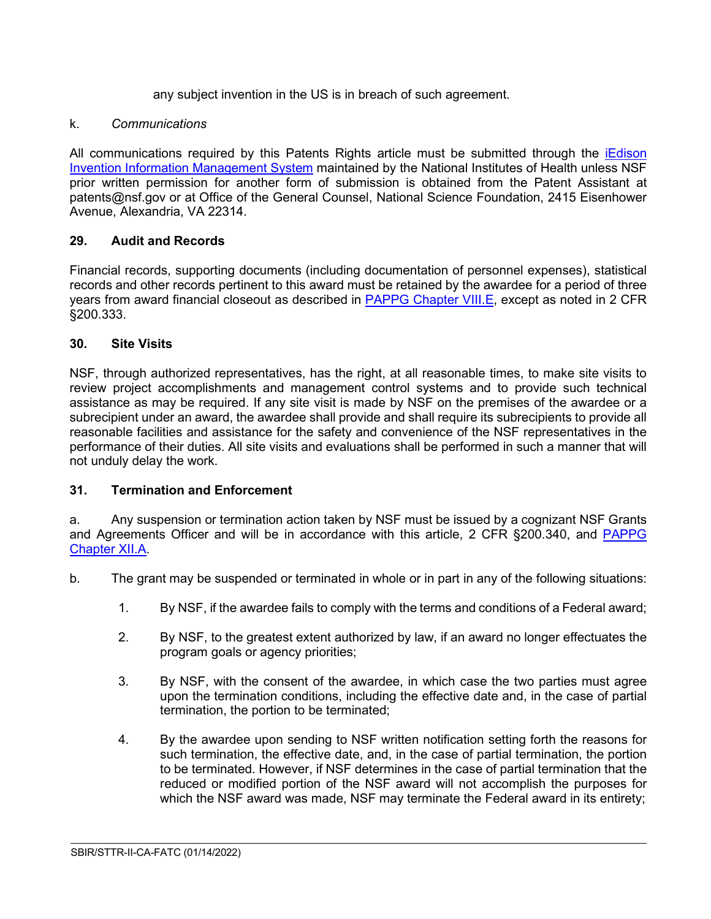any subject invention in the US is in breach of such agreement.

k. *Communications*

All communications required by this Patents Rights article must be submitted through the [iEdison Invention Information Management System](https://www.iedison.gov) maintained by the National Institutes of Health unless NSF prior written permission for another form of submission is obtained from the Patent Assistant at patents@nsf.gov or at Office of the General Counsel, National Science Foundation, 2415 Eisenhower Avenue, Alexandria, VA 22314.

### 29. Audit and Records

Financial records, supporting documents (including documentation of personnel expenses), statistical records and other records pertinent to this award must be retained by the awardee for a period of three years from award financial closeout as described in PAPPG Chapter VIII.E, except as noted in 2 CFR §200.333.

### 30. Site Visits

NSF, through authorized representatives, has the right, at all reasonable times, to make site visits to review project accomplishments and management control systems and to provide such technical assistance as may be required. If any site visit is made by NSF on the premises of the awardee or a subrecipient under an award, the awardee shall provide and shall require its subrecipients to provide all reasonable facilities and assistance for the safety and convenience of the NSF representatives in the performance of their duties. All site visits and evaluations shall be performed in such a manner that will not unduly delay the work.

### 31. Termination and Enforcement

a. Any suspension or termination action taken by NSF must be issued by a cognizant NSF Grants and Agreements Officer and will be in accordance with this article, 2 CFR §200.340, and PAPPG Chapter XII.A.

b. The grant may be suspended or terminated in whole or in part in any of the following situations:

1. By NSF, if the awardee fails to comply with the terms and conditions of a Federal award;

2. By NSF, to the greatest extent authorized by law, if an award no longer effectuates the program goals or agency priorities;

3. By NSF, with the consent of the awardee, in which case the two parties must agree upon the termination conditions, including the effective date and, in the case of partial termination, the portion to be terminated;

4. By the awardee upon sending to NSF written notification setting forth the reasons for such termination, the effective date, and, in the case of partial termination, the portion to be terminated. However, if NSF determines in the case of partial termination that the reduced or modified portion of the NSF award will not accomplish the purposes for which the NSF award was made, NSF may terminate the Federal award in its entirety;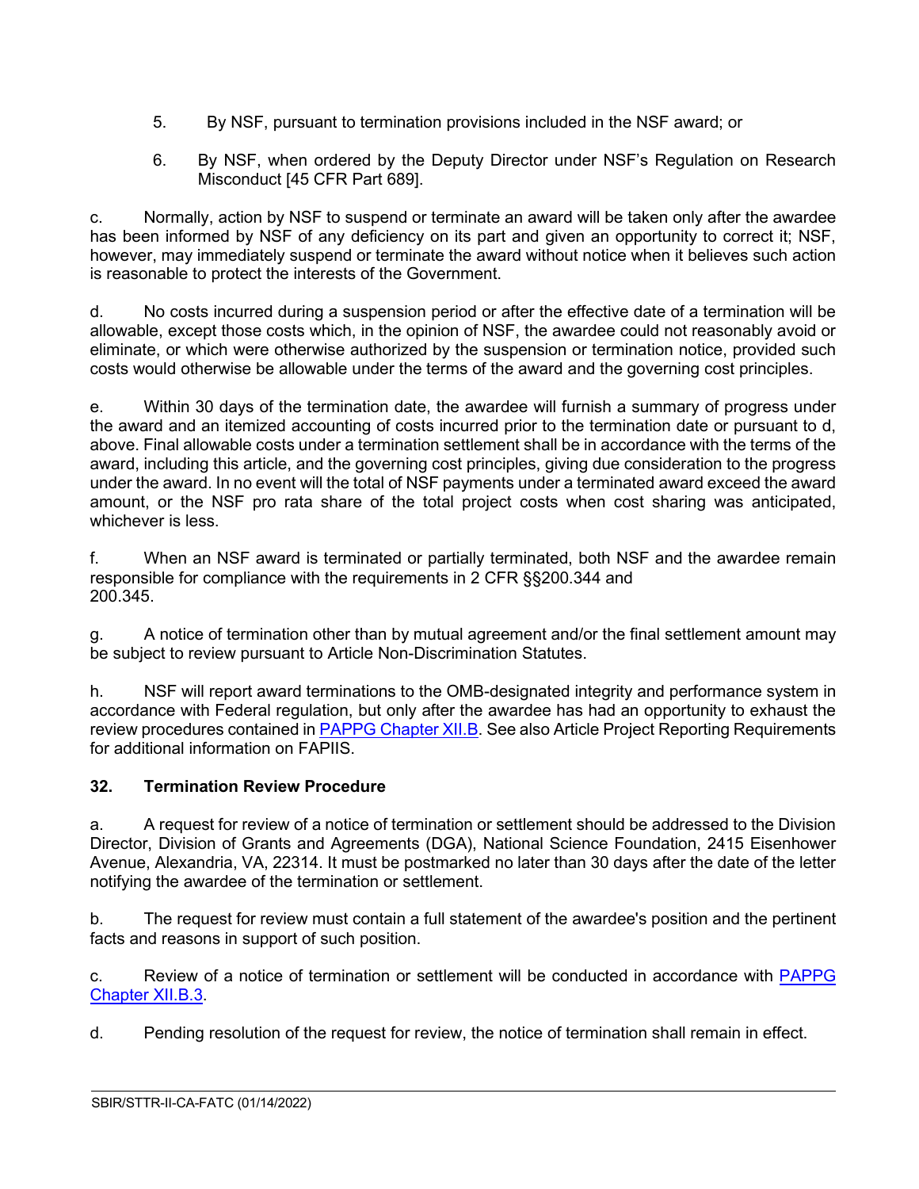5. By NSF, pursuant to termination provisions included in the NSF award; or

6. By NSF, when ordered by the Deputy Director under NSF's Regulation on Research Misconduct [45 CFR Part 689].

c. Normally, action by NSF to suspend or terminate an award will be taken only after the awardee has been informed by NSF of any deficiency on its part and given an opportunity to correct it; NSF, however, may immediately suspend or terminate the award without notice when it believes such action is reasonable to protect the interests of the Government.

d. No costs incurred during a suspension period or after the effective date of a termination will be allowable, except those costs which, in the opinion of NSF, the awardee could not reasonably avoid or eliminate, or which were otherwise authorized by the suspension or termination notice, provided such costs would otherwise be allowable under the terms of the award and the governing cost principles.

e. Within 30 days of the termination date, the awardee will furnish a summary of progress under the award and an itemized accounting of costs incurred prior to the termination date or pursuant to d, above. Final allowable costs under a termination settlement shall be in accordance with the terms of the award, including this article, and the governing cost principles, giving due consideration to the progress under the award. In no event will the total of NSF payments under a terminated award exceed the award amount, or the NSF pro rata share of the total project costs when cost sharing was anticipated, whichever is less.

f. When an NSF award is terminated or partially terminated, both NSF and the awardee remain responsible for compliance with the requirements in 2 CFR §§200.344 and 200.345.

g. A notice of termination other than by mutual agreement and/or the final settlement amount may be subject to review pursuant to Article Non-Discrimination Statutes.

h. NSF will report award terminations to the OMB-designated integrity and performance system in accordance with Federal regulation, but only after the awardee has had an opportunity to exhaust the review procedures contained in PAPPG Chapter XII.B. See also Article Project Reporting Requirements for additional information on FAPIIS.

### 32. Termination Review Procedure

a. A request for review of a notice of termination or settlement should be addressed to the Division Director, Division of Grants and Agreements (DGA), National Science Foundation, 2415 Eisenhower Avenue, Alexandria, VA, 22314. It must be postmarked no later than 30 days after the date of the letter notifying the awardee of the termination or settlement.

b. The request for review must contain a full statement of the awardee's position and the pertinent facts and reasons in support of such position.

c. Review of a notice of termination or settlement will be conducted in accordance with PAPPG Chapter XII.B.3.

d. Pending resolution of the request for review, the notice of termination shall remain in effect.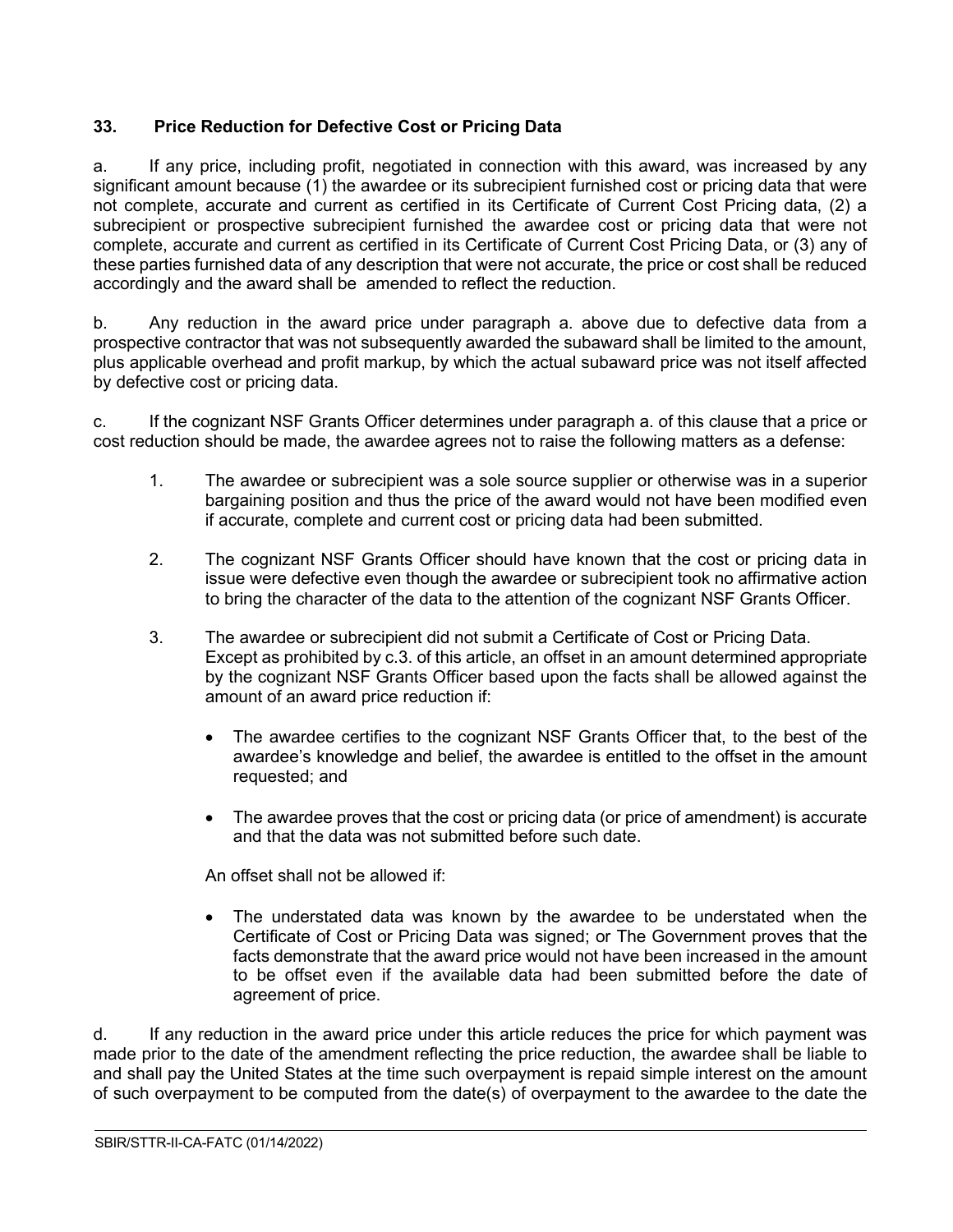### 33. Price Reduction for Defective Cost or Pricing Data

a. If any price, including profit, negotiated in connection with this award, was increased by any significant amount because (1) the awardee or its subrecipient furnished cost or pricing data that were not complete, accurate and current as certified in its Certificate of Current Cost Pricing data, (2) a subrecipient or prospective subrecipient furnished the awardee cost or pricing data that were not complete, accurate and current as certified in its Certificate of Current Cost Pricing Data, or (3) any of these parties furnished data of any description that were not accurate, the price or cost shall be reduced accordingly and the award shall be amended to reflect the reduction.

b. Any reduction in the award price under paragraph a. above due to defective data from a prospective contractor that was not subsequently awarded the subaward shall be limited to the amount, plus applicable overhead and profit markup, by which the actual subaward price was not itself affected by defective cost or pricing data.

c. If the cognizant NSF Grants Officer determines under paragraph a. of this clause that a price or cost reduction should be made, the awardee agrees not to raise the following matters as a defense:

1. The awardee or subrecipient was a sole source supplier or otherwise was in a superior bargaining position and thus the price of the award would not have been modified even if accurate, complete and current cost or pricing data had been submitted.

2. The cognizant NSF Grants Officer should have known that the cost or pricing data in issue were defective even though the awardee or subrecipient took no affirmative action to bring the character of the data to the attention of the cognizant NSF Grants Officer.

3. The awardee or subrecipient did not submit a Certificate of Cost or Pricing Data.
   Except as prohibited by c.3. of this article, an offset in an amount determined appropriate by the cognizant NSF Grants Officer based upon the facts shall be allowed against the amount of an award price reduction if:

   - The awardee certifies to the cognizant NSF Grants Officer that, to the best of the awardee's knowledge and belief, the awardee is entitled to the offset in the amount requested; and

   - The awardee proves that the cost or pricing data (or price of amendment) is accurate and that the data was not submitted before such date.

   An offset shall not be allowed if:

   - The understated data was known by the awardee to be understated when the Certificate of Cost or Pricing Data was signed; or The Government proves that the facts demonstrate that the award price would not have been increased in the amount to be offset even if the available data had been submitted before the date of agreement of price.

d. If any reduction in the award price under this article reduces the price for which payment was made prior to the date of the amendment reflecting the price reduction, the awardee shall be liable to and shall pay the United States at the time such overpayment is repaid simple interest on the amount of such overpayment to be computed from the date(s) of overpayment to the awardee to the date the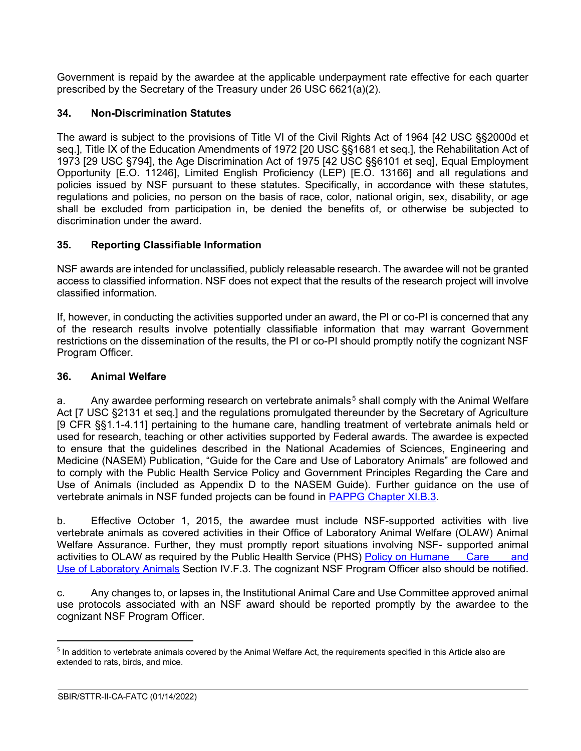Government is repaid by the awardee at the applicable underpayment rate effective for each quarter prescribed by the Secretary of the Treasury under 26 USC 6621(a)(2).

### 34. Non-Discrimination Statutes

The award is subject to the provisions of Title VI of the Civil Rights Act of 1964 [42 USC §§2000d et seq.], Title IX of the Education Amendments of 1972 [20 USC §§1681 et seq.], the Rehabilitation Act of 1973 [29 USC §794], the Age Discrimination Act of 1975 [42 USC §§6101 et seq], Equal Employment Opportunity [E.O. 11246], Limited English Proficiency (LEP) [E.O. 13166] and all regulations and policies issued by NSF pursuant to these statutes. Specifically, in accordance with these statutes, regulations and policies, no person on the basis of race, color, national origin, sex, disability, or age shall be excluded from participation in, be denied the benefits of, or otherwise be subjected to discrimination under the award.

### 35. Reporting Classifiable Information

NSF awards are intended for unclassified, publicly releasable research. The awardee will not be granted access to classified information. NSF does not expect that the results of the research project will involve classified information.

If, however, in conducting the activities supported under an award, the PI or co-PI is concerned that any of the research results involve potentially classifiable information that may warrant Government restrictions on the dissemination of the results, the PI or co-PI should promptly notify the cognizant NSF Program Officer.

### 36. Animal Welfare

a. Any awardee performing research on vertebrate animals[5] shall comply with the Animal Welfare Act [7 USC §2131 et seq.] and the regulations promulgated thereunder by the Secretary of Agriculture [9 CFR §§1.1-4.11] pertaining to the humane care, handling treatment of vertebrate animals held or used for research, teaching or other activities supported by Federal awards. The awardee is expected to ensure that the guidelines described in the National Academies of Sciences, Engineering and Medicine (NASEM) Publication, "Guide for the Care and Use of Laboratory Animals" are followed and to comply with the Public Health Service Policy and Government Principles Regarding the Care and Use of Animals (included as Appendix D to the NASEM Guide). Further guidance on the use of vertebrate animals in NSF funded projects can be found in PAPPG Chapter XI.B.3.

b. Effective October 1, 2015, the awardee must include NSF-supported activities with live vertebrate animals as covered activities in their Office of Laboratory Animal Welfare (OLAW) Animal Welfare Assurance. Further, they must promptly report situations involving NSF- supported animal activities to OLAW as required by the Public Health Service (PHS) Policy on Humane Care and Use of Laboratory Animals Section IV.F.3. The cognizant NSF Program Officer also should be notified.

c. Any changes to, or lapses in, the Institutional Animal Care and Use Committee approved animal use protocols associated with an NSF award should be reported promptly by the awardee to the cognizant NSF Program Officer.

---

[5] In addition to vertebrate animals covered by the Animal Welfare Act, the requirements specified in this Article also are extended to rats, birds, and mice.

SBIR/STTR-II-CA-FATC (01/14/2022)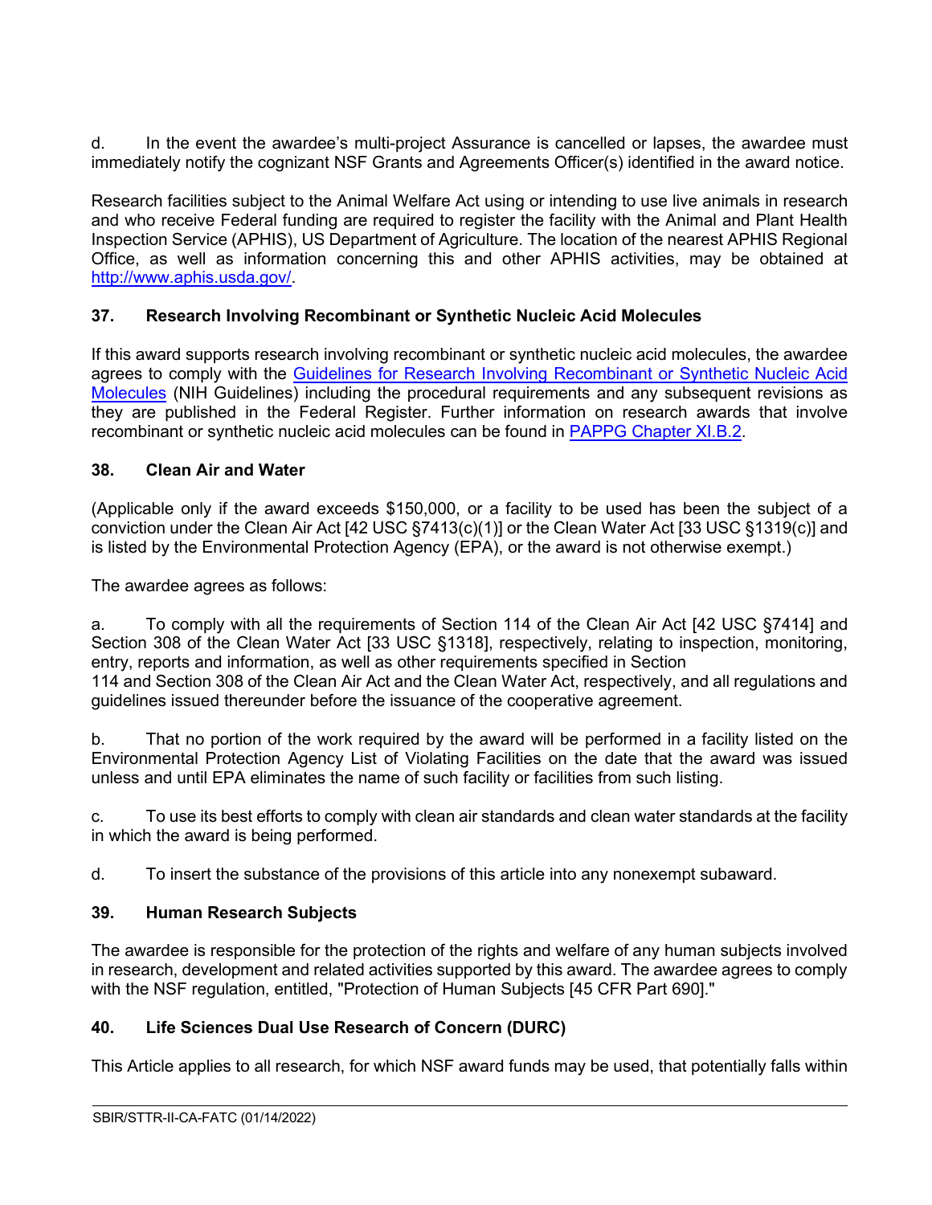d. In the event the awardee's multi-project Assurance is cancelled or lapses, the awardee must immediately notify the cognizant NSF Grants and Agreements Officer(s) identified in the award notice.

Research facilities subject to the Animal Welfare Act using or intending to use live animals in research and who receive Federal funding are required to register the facility with the Animal and Plant Health Inspection Service (APHIS), US Department of Agriculture. The location of the nearest APHIS Regional Office, as well as information concerning this and other APHIS activities, may be obtained at http://www.aphis.usda.gov/.

### 37. Research Involving Recombinant or Synthetic Nucleic Acid Molecules

If this award supports research involving recombinant or synthetic nucleic acid molecules, the awardee agrees to comply with the Guidelines for Research Involving Recombinant or Synthetic Nucleic Acid Molecules (NIH Guidelines) including the procedural requirements and any subsequent revisions as they are published in the Federal Register. Further information on research awards that involve recombinant or synthetic nucleic acid molecules can be found in PAPPG Chapter XI.B.2.

### 38. Clean Air and Water

(Applicable only if the award exceeds $150,000, or a facility to be used has been the subject of a conviction under the Clean Air Act [42 USC §7413(c)(1)] or the Clean Water Act [33 USC §1319(c)] and is listed by the Environmental Protection Agency (EPA), or the award is not otherwise exempt.)

The awardee agrees as follows:

a. To comply with all the requirements of Section 114 of the Clean Air Act [42 USC §7414] and Section 308 of the Clean Water Act [33 USC §1318], respectively, relating to inspection, monitoring, entry, reports and information, as well as other requirements specified in Section 114 and Section 308 of the Clean Air Act and the Clean Water Act, respectively, and all regulations and guidelines issued thereunder before the issuance of the cooperative agreement.

b. That no portion of the work required by the award will be performed in a facility listed on the Environmental Protection Agency List of Violating Facilities on the date that the award was issued unless and until EPA eliminates the name of such facility or facilities from such listing.

c. To use its best efforts to comply with clean air standards and clean water standards at the facility in which the award is being performed.

d. To insert the substance of the provisions of this article into any nonexempt subaward.

### 39. Human Research Subjects

The awardee is responsible for the protection of the rights and welfare of any human subjects involved in research, development and related activities supported by this award. The awardee agrees to comply with the NSF regulation, entitled, "Protection of Human Subjects [45 CFR Part 690]."

### 40. Life Sciences Dual Use Research of Concern (DURC)

This Article applies to all research, for which NSF award funds may be used, that potentially falls within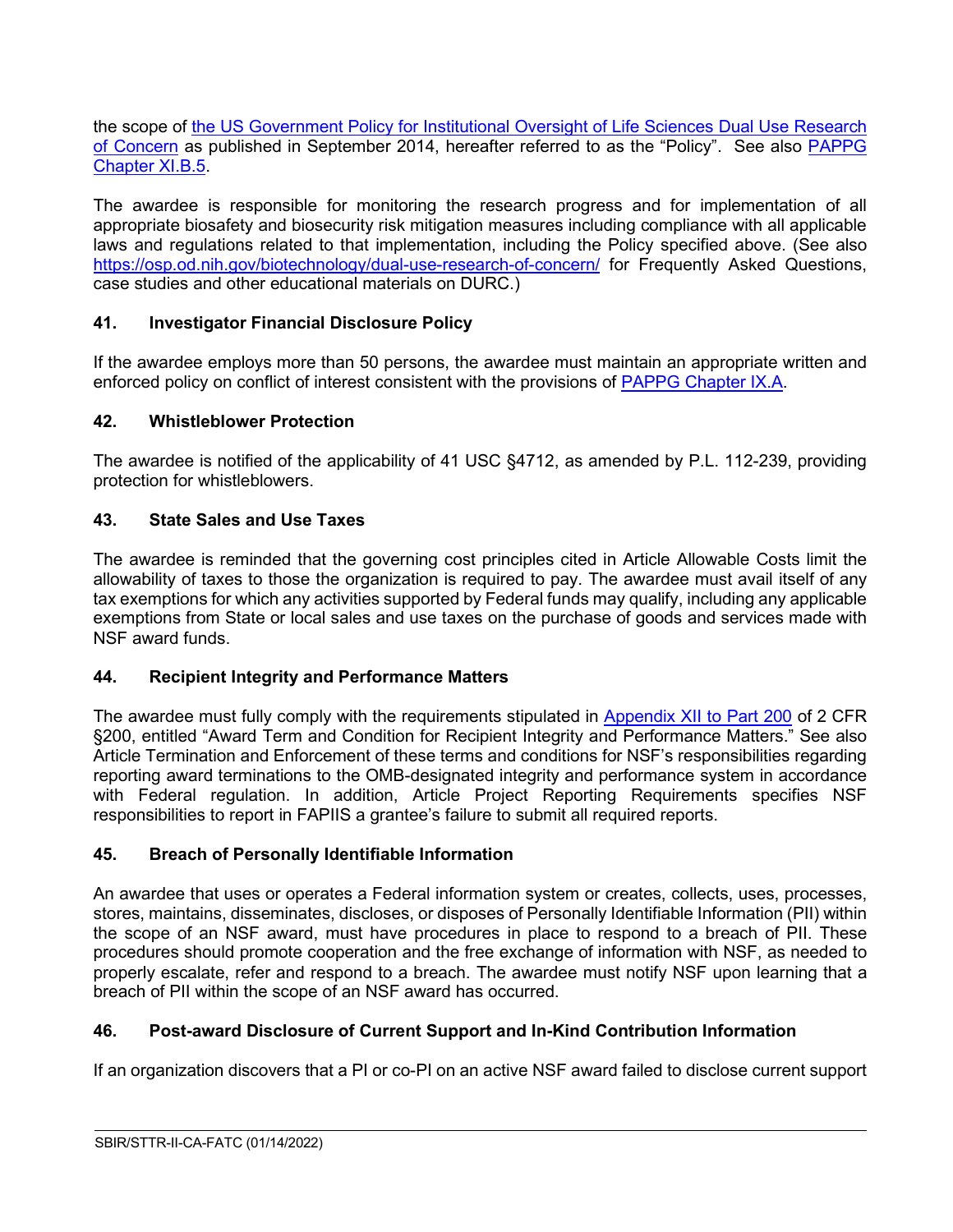the scope of [the US Government Policy for Institutional Oversight of Life Sciences Dual Use Research of Concern](#) as published in September 2014, hereafter referred to as the "Policy". See also [PAPPG Chapter XI.B.5](#).

The awardee is responsible for monitoring the research progress and for implementation of all appropriate biosafety and biosecurity risk mitigation measures including compliance with all applicable laws and regulations related to that implementation, including the Policy specified above. (See also https://osp.od.nih.gov/biotechnology/dual-use-research-of-concern/ for Frequently Asked Questions, case studies and other educational materials on DURC.)

### 41. Investigator Financial Disclosure Policy

If the awardee employs more than 50 persons, the awardee must maintain an appropriate written and enforced policy on conflict of interest consistent with the provisions of [PAPPG Chapter IX.A](#).

### 42. Whistleblower Protection

The awardee is notified of the applicability of 41 USC §4712, as amended by P.L. 112-239, providing protection for whistleblowers.

### 43. State Sales and Use Taxes

The awardee is reminded that the governing cost principles cited in Article Allowable Costs limit the allowability of taxes to those the organization is required to pay. The awardee must avail itself of any tax exemptions for which any activities supported by Federal funds may qualify, including any applicable exemptions from State or local sales and use taxes on the purchase of goods and services made with NSF award funds.

### 44. Recipient Integrity and Performance Matters

The awardee must fully comply with the requirements stipulated in [Appendix XII to Part 200](#) of 2 CFR §200, entitled "Award Term and Condition for Recipient Integrity and Performance Matters." See also Article Termination and Enforcement of these terms and conditions for NSF's responsibilities regarding reporting award terminations to the OMB-designated integrity and performance system in accordance with Federal regulation. In addition, Article Project Reporting Requirements specifies NSF responsibilities to report in FAPIIS a grantee's failure to submit all required reports.

### 45. Breach of Personally Identifiable Information

An awardee that uses or operates a Federal information system or creates, collects, uses, processes, stores, maintains, disseminates, discloses, or disposes of Personally Identifiable Information (PII) within the scope of an NSF award, must have procedures in place to respond to a breach of PII. These procedures should promote cooperation and the free exchange of information with NSF, as needed to properly escalate, refer and respond to a breach. The awardee must notify NSF upon learning that a breach of PII within the scope of an NSF award has occurred.

### 46. Post-award Disclosure of Current Support and In-Kind Contribution Information

If an organization discovers that a PI or co-PI on an active NSF award failed to disclose current support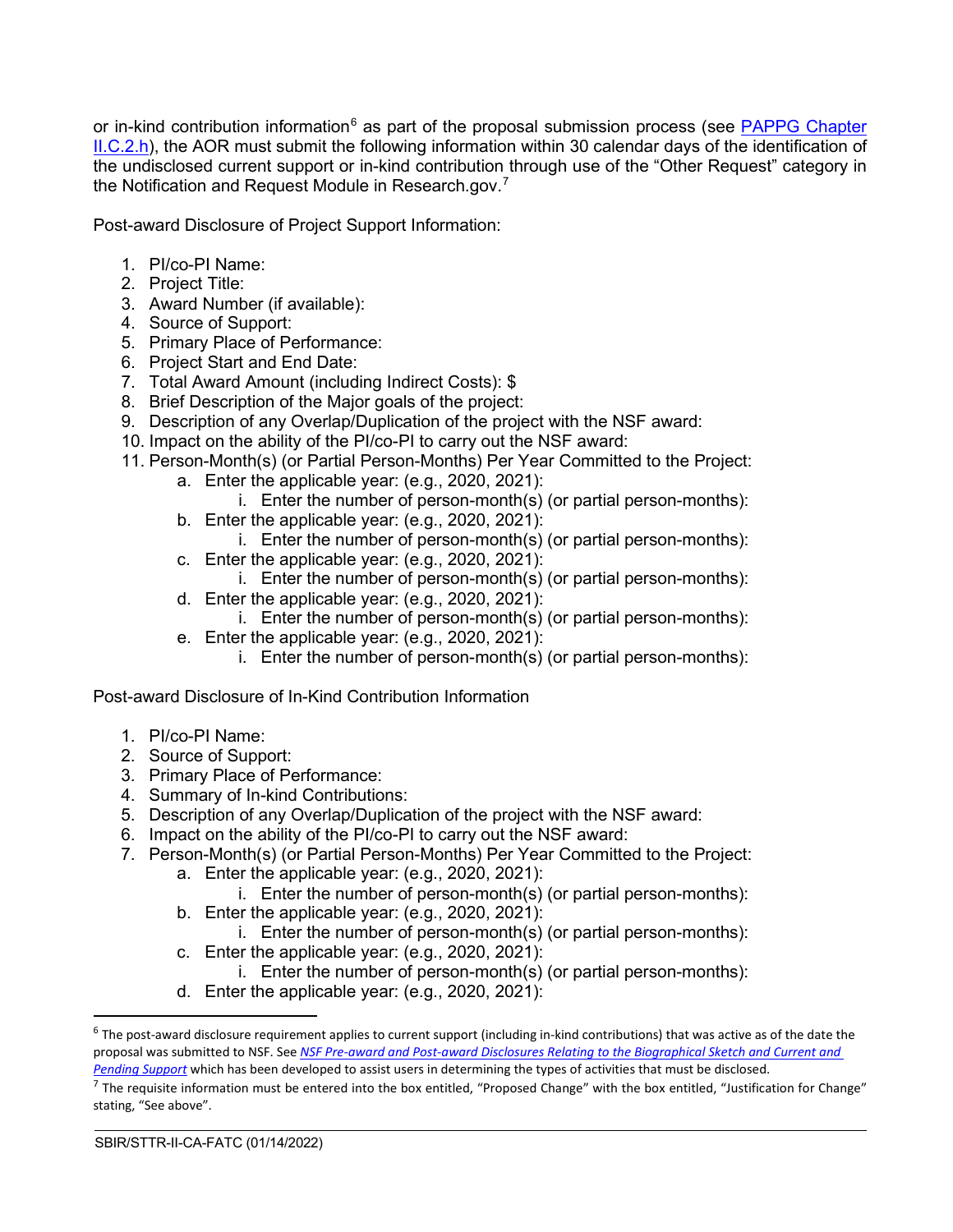or in-kind contribution information[6] as part of the proposal submission process (see [PAPPG Chapter II.C.2.h](#)), the AOR must submit the following information within 30 calendar days of the identification of the undisclosed current support or in-kind contribution through use of the “Other Request” category in the Notification and Request Module in Research.gov.[7]

Post-award Disclosure of Project Support Information:

1. PI/co-PI Name:
2. Project Title:
3. Award Number (if available):
4. Source of Support:
5. Primary Place of Performance:
6. Project Start and End Date:
7. Total Award Amount (including Indirect Costs): $
8. Brief Description of the Major goals of the project:
9. Description of any Overlap/Duplication of the project with the NSF award:
10. Impact on the ability of the PI/co-PI to carry out the NSF award:
11. Person-Month(s) (or Partial Person-Months) Per Year Committed to the Project:
    a. Enter the applicable year: (e.g., 2020, 2021):
        i. Enter the number of person-month(s) (or partial person-months):
    b. Enter the applicable year: (e.g., 2020, 2021):
        i. Enter the number of person-month(s) (or partial person-months):
    c. Enter the applicable year: (e.g., 2020, 2021):
        i. Enter the number of person-month(s) (or partial person-months):
    d. Enter the applicable year: (e.g., 2020, 2021):
        i. Enter the number of person-month(s) (or partial person-months):
    e. Enter the applicable year: (e.g., 2020, 2021):
        i. Enter the number of person-month(s) (or partial person-months):

Post-award Disclosure of In-Kind Contribution Information

1. PI/co-PI Name:
2. Source of Support:
3. Primary Place of Performance:
4. Summary of In-kind Contributions:
5. Description of any Overlap/Duplication of the project with the NSF award:
6. Impact on the ability of the PI/co-PI to carry out the NSF award:
7. Person-Month(s) (or Partial Person-Months) Per Year Committed to the Project:
    a. Enter the applicable year: (e.g., 2020, 2021):
        i. Enter the number of person-month(s) (or partial person-months):
    b. Enter the applicable year: (e.g., 2020, 2021):
        i. Enter the number of person-month(s) (or partial person-months):
    c. Enter the applicable year: (e.g., 2020, 2021):
        i. Enter the number of person-month(s) (or partial person-months):
    d. Enter the applicable year: (e.g., 2020, 2021):

---

[6] The post-award disclosure requirement applies to current support (including in-kind contributions) that was active as of the date the proposal was submitted to NSF. See *[NSF Pre-award and Post-award Disclosures Relating to the Biographical Sketch and Current and Pending Support](#)* which has been developed to assist users in determining the types of activities that must be disclosed.

[7] The requisite information must be entered into the box entitled, “Proposed Change” with the box entitled, “Justification for Change” stating, “See above”.

SBIR/STTR-II-CA-FATC (01/14/2022)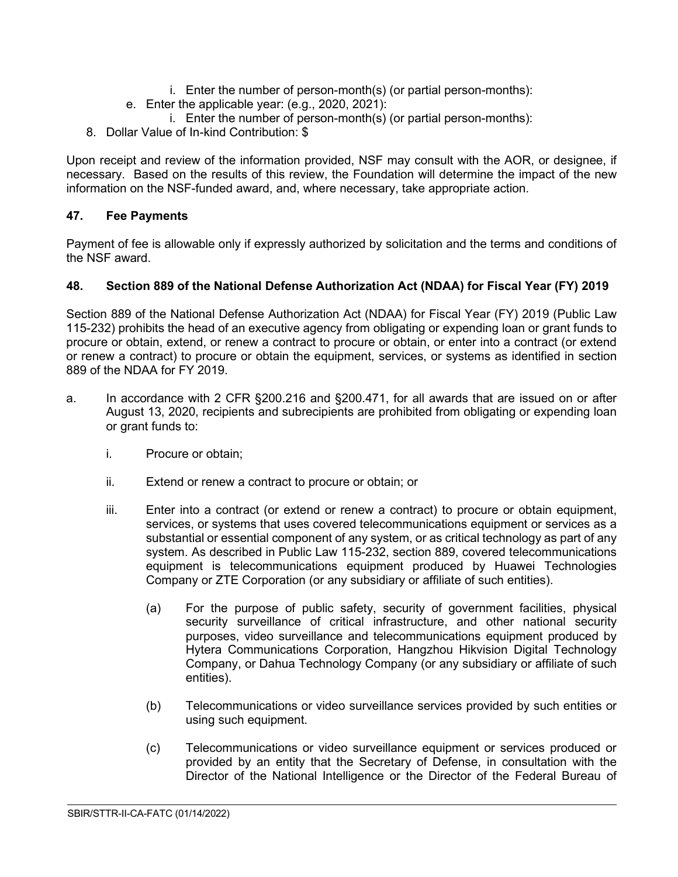i. Enter the number of person-month(s) (or partial person-months):
    e. Enter the applicable year: (e.g., 2020, 2021):
        i. Enter the number of person-month(s) (or partial person-months):
8. Dollar Value of In-kind Contribution: $

Upon receipt and review of the information provided, NSF may consult with the AOR, or designee, if necessary. Based on the results of this review, the Foundation will determine the impact of the new information on the NSF-funded award, and, where necessary, take appropriate action.

### 47. Fee Payments

Payment of fee is allowable only if expressly authorized by solicitation and the terms and conditions of the NSF award.

### 48. Section 889 of the National Defense Authorization Act (NDAA) for Fiscal Year (FY) 2019

Section 889 of the National Defense Authorization Act (NDAA) for Fiscal Year (FY) 2019 (Public Law 115-232) prohibits the head of an executive agency from obligating or expending loan or grant funds to procure or obtain, extend, or renew a contract to procure or obtain, or enter into a contract (or extend or renew a contract) to procure or obtain the equipment, services, or systems as identified in section 889 of the NDAA for FY 2019.

a. In accordance with 2 CFR §200.216 and §200.471, for all awards that are issued on or after August 13, 2020, recipients and subrecipients are prohibited from obligating or expending loan or grant funds to:

    i. Procure or obtain;

    ii. Extend or renew a contract to procure or obtain; or

    iii. Enter into a contract (or extend or renew a contract) to procure or obtain equipment, services, or systems that uses covered telecommunications equipment or services as a substantial or essential component of any system, or as critical technology as part of any system. As described in Public Law 115-232, section 889, covered telecommunications equipment is telecommunications equipment produced by Huawei Technologies Company or ZTE Corporation (or any subsidiary or affiliate of such entities).

        (a) For the purpose of public safety, security of government facilities, physical security surveillance of critical infrastructure, and other national security purposes, video surveillance and telecommunications equipment produced by Hytera Communications Corporation, Hangzhou Hikvision Digital Technology Company, or Dahua Technology Company (or any subsidiary or affiliate of such entities).

        (b) Telecommunications or video surveillance services provided by such entities or using such equipment.

        (c) Telecommunications or video surveillance equipment or services produced or provided by an entity that the Secretary of Defense, in consultation with the Director of the National Intelligence or the Director of the Federal Bureau of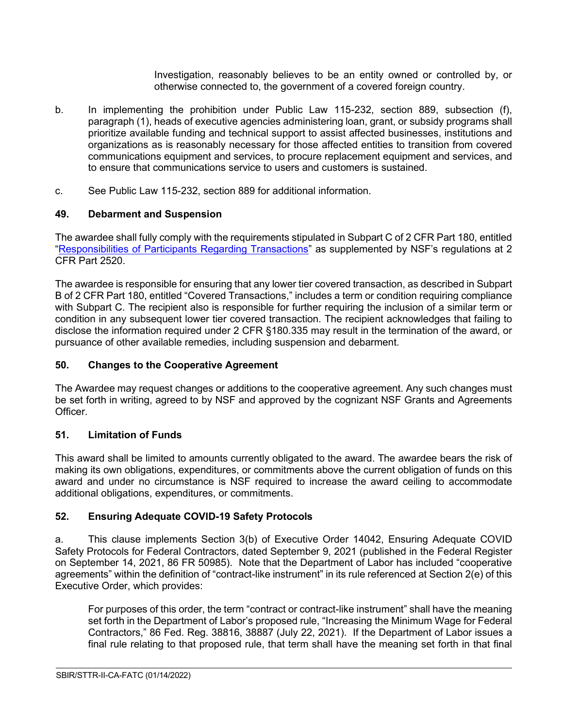Investigation, reasonably believes to be an entity owned or controlled by, or otherwise connected to, the government of a covered foreign country.

b. In implementing the prohibition under Public Law 115-232, section 889, subsection (f), paragraph (1), heads of executive agencies administering loan, grant, or subsidy programs shall prioritize available funding and technical support to assist affected businesses, institutions and organizations as is reasonably necessary for those affected entities to transition from covered communications equipment and services, to procure replacement equipment and services, and to ensure that communications service to users and customers is sustained.

c. See Public Law 115-232, section 889 for additional information.

## 49. Debarment and Suspension

The awardee shall fully comply with the requirements stipulated in Subpart C of 2 CFR Part 180, entitled "Responsibilities of Participants Regarding Transactions" as supplemented by NSF's regulations at 2 CFR Part 2520.

The awardee is responsible for ensuring that any lower tier covered transaction, as described in Subpart B of 2 CFR Part 180, entitled "Covered Transactions," includes a term or condition requiring compliance with Subpart C. The recipient also is responsible for further requiring the inclusion of a similar term or condition in any subsequent lower tier covered transaction. The recipient acknowledges that failing to disclose the information required under 2 CFR §180.335 may result in the termination of the award, or pursuance of other available remedies, including suspension and debarment.

## 50. Changes to the Cooperative Agreement

The Awardee may request changes or additions to the cooperative agreement. Any such changes must be set forth in writing, agreed to by NSF and approved by the cognizant NSF Grants and Agreements Officer.

## 51. Limitation of Funds

This award shall be limited to amounts currently obligated to the award. The awardee bears the risk of making its own obligations, expenditures, or commitments above the current obligation of funds on this award and under no circumstance is NSF required to increase the award ceiling to accommodate additional obligations, expenditures, or commitments.

## 52. Ensuring Adequate COVID-19 Safety Protocols

a. This clause implements Section 3(b) of Executive Order 14042, Ensuring Adequate COVID Safety Protocols for Federal Contractors, dated September 9, 2021 (published in the Federal Register on September 14, 2021, 86 FR 50985). Note that the Department of Labor has included "cooperative agreements" within the definition of "contract-like instrument" in its rule referenced at Section 2(e) of this Executive Order, which provides:

> For purposes of this order, the term "contract or contract-like instrument" shall have the meaning set forth in the Department of Labor's proposed rule, "Increasing the Minimum Wage for Federal Contractors," 86 Fed. Reg. 38816, 38887 (July 22, 2021). If the Department of Labor issues a final rule relating to that proposed rule, that term shall have the meaning set forth in that final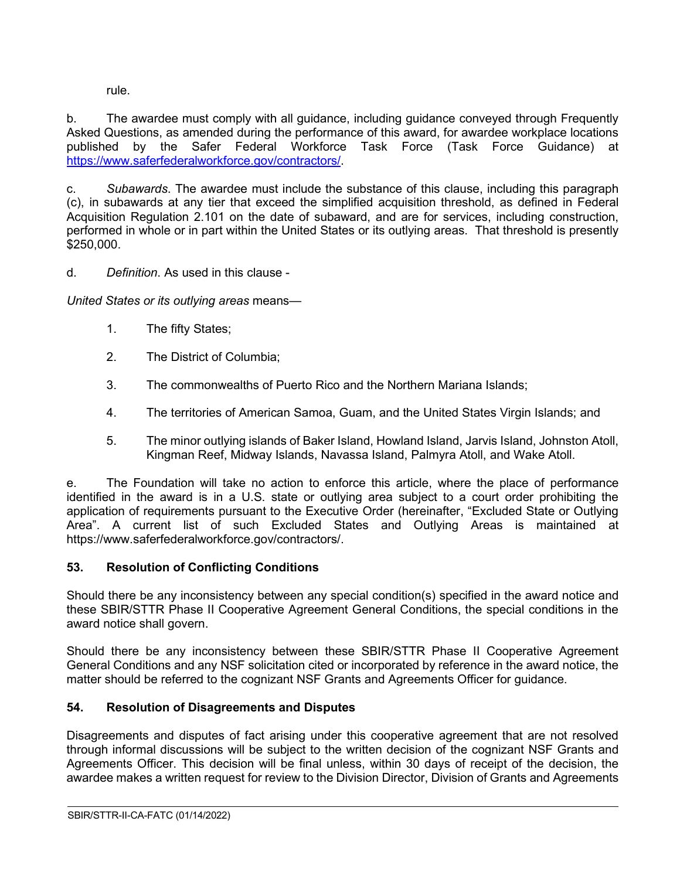rule.

b. The awardee must comply with all guidance, including guidance conveyed through Frequently Asked Questions, as amended during the performance of this award, for awardee workplace locations published by the Safer Federal Workforce Task Force (Task Force Guidance) at https://www.saferfederalworkforce.gov/contractors/.

c. *Subawards*. The awardee must include the substance of this clause, including this paragraph (c), in subawards at any tier that exceed the simplified acquisition threshold, as defined in Federal Acquisition Regulation 2.101 on the date of subaward, and are for services, including construction, performed in whole or in part within the United States or its outlying areas. That threshold is presently $250,000.

d. *Definition*. As used in this clause -

*United States or its outlying areas* means—

1. The fifty States;
2. The District of Columbia;
3. The commonwealths of Puerto Rico and the Northern Mariana Islands;
4. The territories of American Samoa, Guam, and the United States Virgin Islands; and
5. The minor outlying islands of Baker Island, Howland Island, Jarvis Island, Johnston Atoll, Kingman Reef, Midway Islands, Navassa Island, Palmyra Atoll, and Wake Atoll.

e. The Foundation will take no action to enforce this article, where the place of performance identified in the award is in a U.S. state or outlying area subject to a court order prohibiting the application of requirements pursuant to the Executive Order (hereinafter, "Excluded State or Outlying Area". A current list of such Excluded States and Outlying Areas is maintained at https://www.saferfederalworkforce.gov/contractors/.

## 53. Resolution of Conflicting Conditions

Should there be any inconsistency between any special condition(s) specified in the award notice and these SBIR/STTR Phase II Cooperative Agreement General Conditions, the special conditions in the award notice shall govern.

Should there be any inconsistency between these SBIR/STTR Phase II Cooperative Agreement General Conditions and any NSF solicitation cited or incorporated by reference in the award notice, the matter should be referred to the cognizant NSF Grants and Agreements Officer for guidance.

## 54. Resolution of Disagreements and Disputes

Disagreements and disputes of fact arising under this cooperative agreement that are not resolved through informal discussions will be subject to the written decision of the cognizant NSF Grants and Agreements Officer. This decision will be final unless, within 30 days of receipt of the decision, the awardee makes a written request for review to the Division Director, Division of Grants and Agreements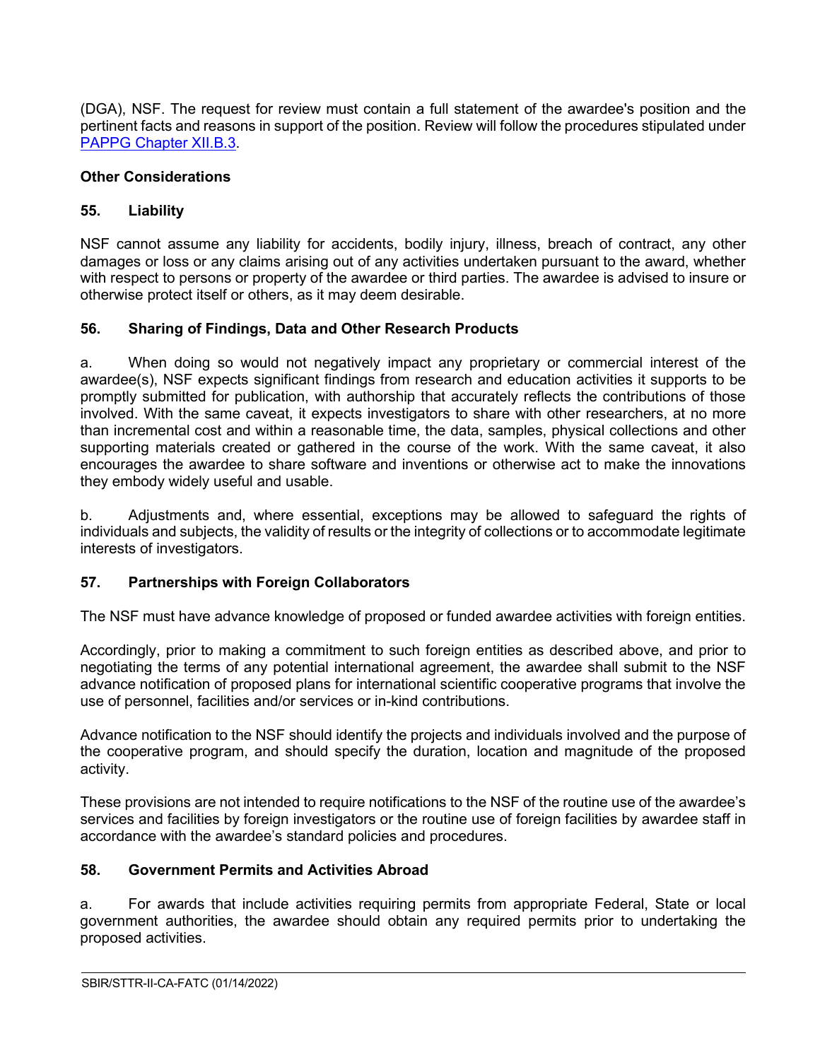(DGA), NSF. The request for review must contain a full statement of the awardee's position and the pertinent facts and reasons in support of the position. Review will follow the procedures stipulated under [PAPPG Chapter XII.B.3](PAPPG Chapter XII.B.3).

**Other Considerations**

### 55. Liability

NSF cannot assume any liability for accidents, bodily injury, illness, breach of contract, any other damages or loss or any claims arising out of any activities undertaken pursuant to the award, whether with respect to persons or property of the awardee or third parties. The awardee is advised to insure or otherwise protect itself or others, as it may deem desirable.

### 56. Sharing of Findings, Data and Other Research Products

a. When doing so would not negatively impact any proprietary or commercial interest of the awardee(s), NSF expects significant findings from research and education activities it supports to be promptly submitted for publication, with authorship that accurately reflects the contributions of those involved. With the same caveat, it expects investigators to share with other researchers, at no more than incremental cost and within a reasonable time, the data, samples, physical collections and other supporting materials created or gathered in the course of the work. With the same caveat, it also encourages the awardee to share software and inventions or otherwise act to make the innovations they embody widely useful and usable.

b. Adjustments and, where essential, exceptions may be allowed to safeguard the rights of individuals and subjects, the validity of results or the integrity of collections or to accommodate legitimate interests of investigators.

### 57. Partnerships with Foreign Collaborators

The NSF must have advance knowledge of proposed or funded awardee activities with foreign entities.

Accordingly, prior to making a commitment to such foreign entities as described above, and prior to negotiating the terms of any potential international agreement, the awardee shall submit to the NSF advance notification of proposed plans for international scientific cooperative programs that involve the use of personnel, facilities and/or services or in-kind contributions.

Advance notification to the NSF should identify the projects and individuals involved and the purpose of the cooperative program, and should specify the duration, location and magnitude of the proposed activity.

These provisions are not intended to require notifications to the NSF of the routine use of the awardee's services and facilities by foreign investigators or the routine use of foreign facilities by awardee staff in accordance with the awardee's standard policies and procedures.

### 58. Government Permits and Activities Abroad

a. For awards that include activities requiring permits from appropriate Federal, State or local government authorities, the awardee should obtain any required permits prior to undertaking the proposed activities.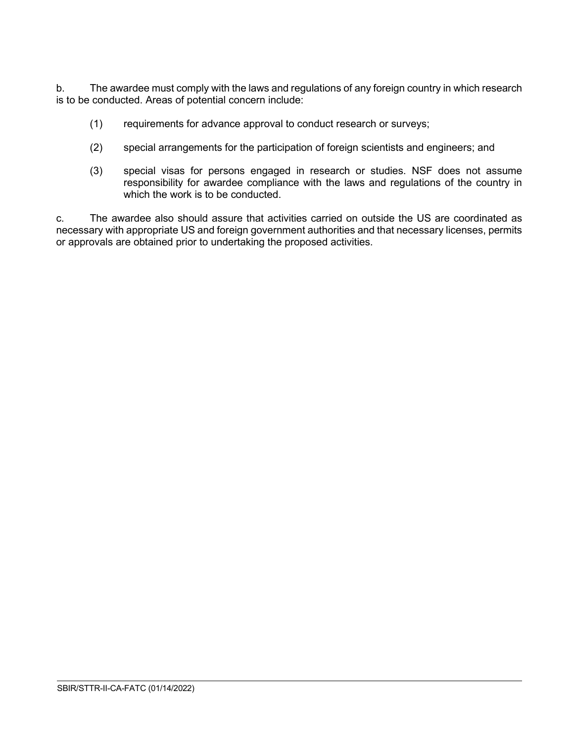b. The awardee must comply with the laws and regulations of any foreign country in which research is to be conducted. Areas of potential concern include:

(1) requirements for advance approval to conduct research or surveys;

(2) special arrangements for the participation of foreign scientists and engineers; and

(3) special visas for persons engaged in research or studies. NSF does not assume responsibility for awardee compliance with the laws and regulations of the country in which the work is to be conducted.

c. The awardee also should assure that activities carried on outside the US are coordinated as necessary with appropriate US and foreign government authorities and that necessary licenses, permits or approvals are obtained prior to undertaking the proposed activities.